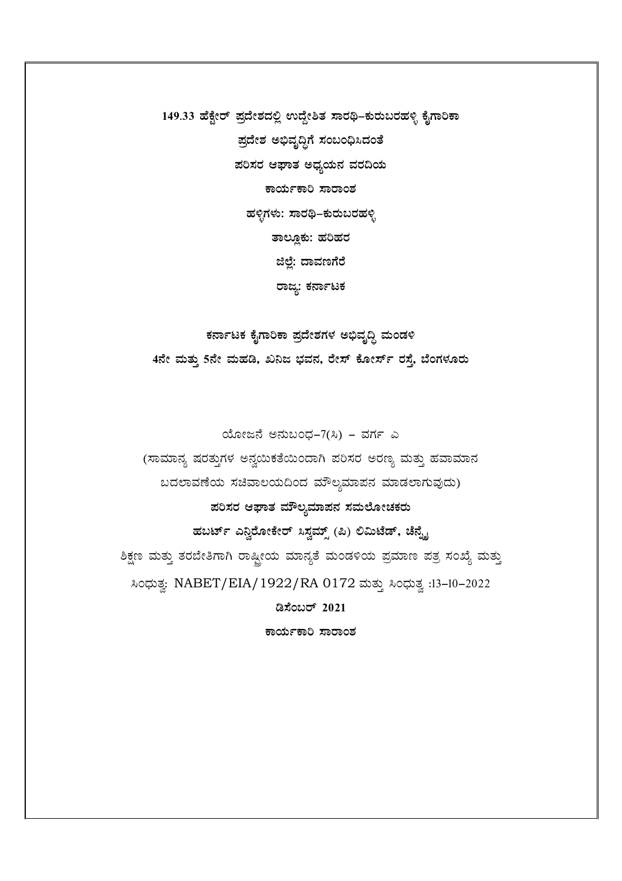# 149.33 ಹೆಕ್ಟೇರ್ ಪ್ರದೇಶದಲ್ಲಿ ಉದ್ದೇಶಿತ ಸಾರಥಿ–ಕುರುಬರಹಳ್ಳಿ ಕೈಗಾರಿಕಾ ಪ್ರದೇಶ ಅಭಿವೃದ್ಧಿಗೆ ಸಂಬಂಧಿಸಿದಂತೆ

## ಪರಿಸರ ಆಘಾತ ಅಧ್ಯಯನ ವರದಿಯ

## ಕಾರ್ಯಕಾರಿ ಸಾರಾಂಶ

**ಹಳ್ಳಿಗಳು: ಸಾರಥಿ–ಕುರುಬರಹಳ್ಳಿ**

**ತಾಲ್ಲೂಕು: ಹರಿಹರ**

**ಜಿಲ್ಲೆ: ದಾವಣಗೆರೆ**

**ರಾಜ್ಯ: ಕರ್ನಾಟಕ**

**ಕರ್ನಾಟಕ ಕೈಗಾರಿಕಾ ಪ್ರದೇಶಗಳ ಅಭಿವೃದ್ಧಿ ಮಂಡಳಿ**

**4ನೇ ಮತ್ತು 5ನೇ ಮಹಡಿ, ಖನಿಜ ಭವನ, ರೇಸ್ ಕೋರ್ಸ್ ರಸ್ತೆ, ಬೆಂಗಳೂರು**

ಯೋಜನೆ ಅನುಬಂಧ–7(ಸಿ) – ವರ್ಗ ಎ

(ಸಾಮಾನ್ಯ ಷರತ್ತುಗಳ ಅನ್ವಯಿಕತೆಯಿಂದಾಗಿ ಪರಿಸರ ಅರಣ್ಯ ಮತ್ತು ಹವಾಮಾನ ಬದಲಾವಣೆಯ ಸಚಿವಾಲಯದಿಂದ ಮೌಲ್ಯಮಾಪನ ಮಾಡಲಾಗುವುದು)

**ಪರಿಸರ ಆಘಾತ ಮೌಲ್ಯಮಾಪನ ಸಮಲೋಚಕರು**

**ಹಬರ್ಟ್ ಎನ್ವಿರೋಕೇರ್ ಸಿಸ್ಟಮ್ಸ್ (ಪಿ) ಲಿಮಿಟೆಡ್, ಚೆನ್ನೈ**

ಶಿಕ್ಷಣ ಮತ್ತು ತರಬೇತಿಗಾಗಿ ರಾಷ್ಟ್ರೀಯ ಮಾನ್ಯತೆ ಮಂಡಳಿಯ ಪ್ರಮಾಣ ಪತ್ರ ಸಂಖ್ಯೆ ಮತ್ತು ಸಿಂಧುತ್ವ: NABET/EIA/1922/RA 0172 ಮತ್ತು ಸಿಂಧುತ್ವ :13–10–2022

**ಡಿಸೆಂಬರ್ 2021**

**ಕಾರ್ಯಕಾರಿ ಸಾರಾಂಶ**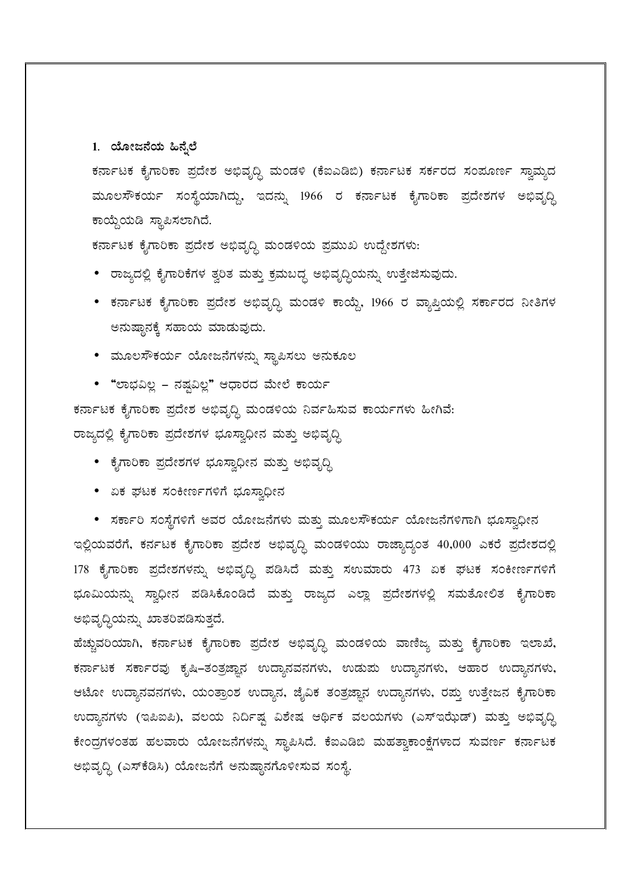## 1. ಯೋಜನೆಯ ಹಿನ್ನೆಲೆ

ಕರ್ನಾಟಕ ಕೈಗಾರಿಕಾ ಪ್ರದೇಶ ಅಭಿವೃದ್ಧಿ ಮಂಡಳಿ (ಕೆಐಎಡಿಬಿ) ಕರ್ನಾಟಕ ಸರ್ಕರದ ಸಂಪೂರ್ಣ ಸ್ವಾಮ್ಯದ ಮೂಲಸೌಕರ್ಯ ಸಂಸ್ಥೆಯಾಗಿದ್ದು, ಇದನ್ನು 1966 ರ ಕರ್ನಾಟಕ ಕೈಗಾರಿಕಾ ಪ್ರದೇಶಗಳ ಅಭಿವೃದ್ಧಿ ಕಾಯ್ದೆಯಡಿ ಸ್ಥಾಪಿಸಲಾಗಿದೆ.

ಕರ್ನಾಟಕ ಕೈಗಾರಿಕಾ ಪ್ರದೇಶ ಅಭಿವೃದ್ಧಿ ಮಂಡಳಿಯ ಪ್ರಮುಖ ಉದ್ದೇಶಗಳು:

- ರಾಜ್ಯದಲ್ಲಿ ಕೈಗಾರಿಕೆಗಳ ತ್ವರಿತ ಮತ್ತು ಕ್ರಮಬದ್ಧ ಅಭಿವೃದ್ಧಿಯನ್ನು ಉತ್ತೇಜಿಸುವುದು.
- ಕರ್ನಾಟಕ ಕೈಗಾರಿಕಾ ಪ್ರದೇಶ ಅಭಿವೃದ್ಧಿ ಮಂಡಳಿ ಕಾಯ್ದೆ, 1966 ರ ವ್ಯಾಪ್ತಿಯಲ್ಲಿ ಸರ್ಕಾರದ ನೀತಿಗಳ ಅನುಷ್ಠಾನಕ್ಕೆ ಸಹಾಯ ಮಾಡುವುದು.
- ಮೂಲಸೌಕರ್ಯ ಯೋಜನೆಗಳನ್ನು ಸ್ಥಾಪಿಸಲು ಅನುಕೂಲ
- "ಲಾಭವಿಲ್ಲ – ನಷ್ಟವಿಲ್ಲ" ಆಧಾರದ ಮೇಲೆ ಕಾರ್ಯ

ಕರ್ನಾಟಕ ಕೈಗಾರಿಕಾ ಪ್ರದೇಶ ಅಭಿವೃದ್ಧಿ ಮಂಡಳಿಯ ನಿರ್ವಹಿಸುವ ಕಾರ್ಯಗಳು ಹೀಗಿವೆ:

ರಾಜ್ಯದಲ್ಲಿ ಕೈಗಾರಿಕಾ ಪ್ರದೇಶಗಳ ಭೂಸ್ವಾಧೀನ ಮತ್ತು ಅಭಿವೃದ್ಧಿ

- ಕೈಗಾರಿಕಾ ಪ್ರದೇಶಗಳ ಭೂಸ್ವಾಧೀನ ಮತ್ತು ಅಭಿವೃದ್ಧಿ
- ಏಕ ಘಟಕ ಸಂಕೀರ್ಣಗಳಿಗೆ ಭೂಸ್ವಾಧೀನ
- ಸರ್ಕಾರಿ ಸಂಸ್ಥೆಗಳಿಗೆ ಅವರ ಯೋಜನೆಗಳು ಮತ್ತು ಮೂಲಸೌಕರ್ಯ ಯೋಜನೆಗಳಿಗಾಗಿ ಭೂಸ್ವಾಧೀನ

ಇಲ್ಲಿಯವರೆಗೆ, ಕರ್ನಟಕ ಕೈಗಾರಿಕಾ ಪ್ರದೇಶ ಅಭಿವೃದ್ಧಿ ಮಂಡಳಿಯು ರಾಜ್ಯಾದ್ಯಂತ 40,000 ಎಕರೆ ಪ್ರದೇಶದಲ್ಲಿ 178 ಕೈಗಾರಿಕಾ ಪ್ರದೇಶಗಳನ್ನು ಅಭಿವೃದ್ಧಿ ಪಡಿಸಿದೆ ಮತ್ತು ಸಉಮಾರು 473 ಏಕ ಘಟಕ ಸಂಕೀರ್ಣಗಳಿಗೆ ಭೂಮಿಯನ್ನು ಸ್ವಾಧೀನ ಪಡಿಸಿಕೊಂಡಿದೆ ಮತ್ತು ರಾಜ್ಯದ ಎಲ್ಲಾ ಪ್ರದೇಶಗಳಲ್ಲಿ ಸಮತೋಲಿತ ಕೈಗಾರಿಕಾ ಅಭಿವೃದ್ಧಿಯನ್ನು ಖಾತರಿಪಡಿಸುತ್ತದೆ.

ಹೆಚ್ಚುವರಿಯಾಗಿ, ಕರ್ನಾಟಕ ಕೈಗಾರಿಕಾ ಪ್ರದೇಶ ಅಭಿವೃದ್ಧಿ ಮಂಡಳಿಯ ವಾಣಿಜ್ಯ ಮತ್ತು ಕೈಗಾರಿಕಾ ಇಲಾಖೆ, ಕರ್ನಾಟಕ ಸರ್ಕಾರವು ಕೃಷಿ–ತಂತ್ರಜ್ಞಾನ ಉದ್ಯಾನವನಗಳು, ಉಡುಪು ಉದ್ಯಾನಗಳು, ಆಹಾರ ಉದ್ಯಾನಗಳು, ಆಟೋ ಉದ್ಯಾನವನಗಳು, ಯಂತ್ರಾಂಶ ಉದ್ಯಾನ, ಜೈವಿಕ ತಂತ್ರಜ್ಞಾನ ಉದ್ಯಾನಗಳು, ರಫ್ತು ಉತ್ತೇಜನ ಕೈಗಾರಿಕಾ ಉದ್ಯಾನಗಳು (ಇಪಿಐಪಿ), ವಲಯ ನಿರ್ದಿಷ್ಟ ವಿಶೇಷ ಆರ್ಥಿಕ ವಲಯಗಳು (ಎಸ್ಇಝೆಡ್) ಮತ್ತು ಅಭಿವೃದ್ಧಿ ಕೇಂದ್ರಗಳಂತಹ ಹಲವಾರು ಯೋಜನೆಗಳನ್ನು ಸ್ಥಾಪಿಸಿದೆ. ಕೆಐಎಡಿಬಿ ಮಹತ್ವಾಕಾಂಕ್ಷೆಗಳಾದ ಸುವರ್ಣ ಕರ್ನಾಟಕ ಅಭಿವೃದ್ಧಿ (ಎಸ್‌ಕೆಡಿಸಿ) ಯೋಜನೆಗೆ ಅನುಷ್ಠಾನಗೊಳಿಸುವ ಸಂಸ್ಥೆ.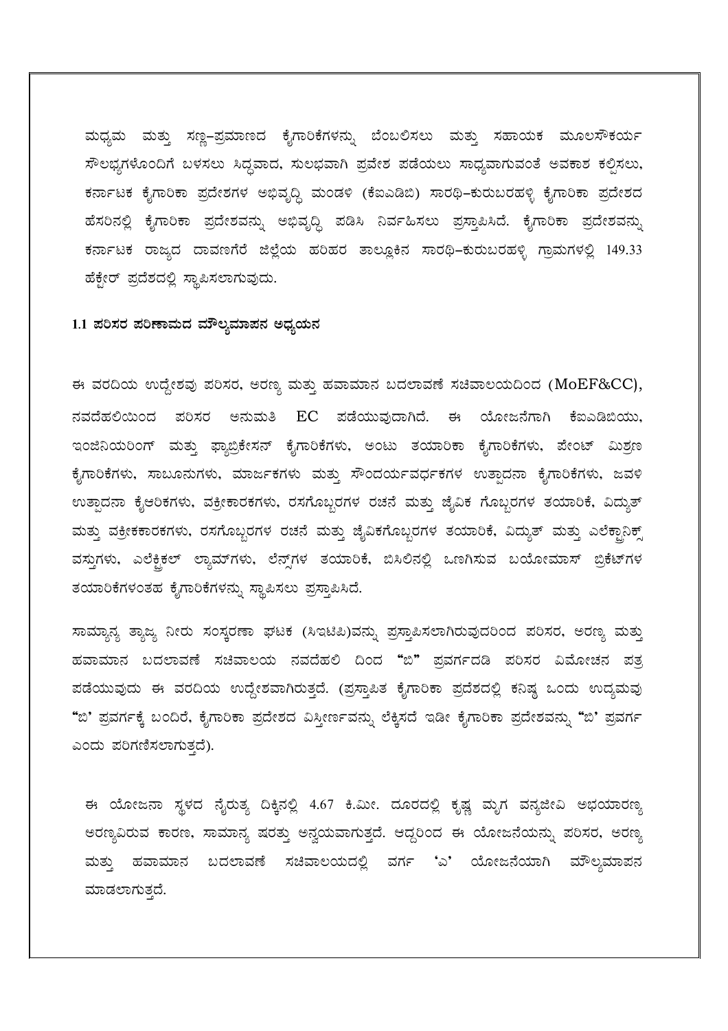ಮಧ್ಯಮ ಮತ್ತು ಸಣ್ಣ-ಪ್ರಮಾಣದ ಕೈಗಾರಿಕೆಗಳನ್ನು ಬೆಂಬಲಿಸಲು ಮತ್ತು ಸಹಾಯಕ ಮೂಲಸೌಕರ್ಯ ಸೌಲಭ್ಯಗಳೊಂದಿಗೆ ಬಳಸಲು ಸಿದ್ಧವಾದ, ಸುಲಭವಾಗಿ ಪ್ರವೇಶ ಪಡೆಯಲು ಸಾಧ್ಯವಾಗುವಂತೆ ಅವಕಾಶ ಕಲ್ಪಿಸಲು, ಕರ್ನಾಟಕ ಕೈಗಾರಿಕಾ ಪ್ರದೇಶಗಳ ಅಭಿವೃದ್ಧಿ ಮಂಡಳಿ (ಕೆಐಎಡಿಬಿ) ಸಾರಥಿ-ಕುರುಬರಹಳ್ಳಿ ಕೈಗಾರಿಕಾ ಪ್ರದೇಶದ ಹೆಸರಿನಲ್ಲಿ ಕೈಗಾರಿಕಾ ಪ್ರದೇಶವನ್ನು ಅಭಿವೃದ್ಧಿ ಪಡಿಸಿ ನಿರ್ವಹಿಸಲು ಪ್ರಸ್ತಾಪಿಸಿದೆ. ಕೈಗಾರಿಕಾ ಪ್ರದೇಶವನ್ನು ಕರ್ನಾಟಕ ರಾಜ್ಯದ ದಾವಣಗೆರೆ ಜಿಲ್ಲೆಯ ಹರಿಹರ ತಾಲ್ಲೂಕಿನ ಸಾರಥಿ-ಕುರುಬರಹಳ್ಳಿ ಗ್ರಾಮಗಳಲ್ಲಿ 149.33 ಹೆಕ್ಟೇರ್ ಪ್ರದೇಶದಲ್ಲಿ ಸ್ಥಾಪಿಸಲಾಗುವುದು.

### 1.1 ಪರಿಸರ ಪರಿಣಾಮದ ಮೌಲ್ಯಮಾಪನ ಅಧ್ಯಯನ

ಈ ವರದಿಯ ಉದ್ದೇಶವು ಪರಿಸರ, ಅರಣ್ಯ ಮತ್ತು ಹವಾಮಾನ ಬದಲಾವಣೆ ಸಚಿವಾಲಯದಿಂದ (MoEF&CC), ನವದೆಹಲಿಯಿಂದ ಪರಿಸರ ಅನುಮತಿ EC ಪಡೆಯುವುದಾಗಿದೆ. ಈ ಯೋಜನೆಗಾಗಿ ಕೆಐಎಡಿಬಿಯು, ಇಂಜಿನಿಯರಿಂಗ್ ಮತ್ತು ಫ್ಯಾಬ್ರಿಕೇಸನ್ ಕೈಗಾರಿಕೆಗಳು, ಅಂಟು ತಯಾರಿಕಾ ಕೈಗಾರಿಕೆಗಳು, ಪೇಂಟ್ ಮಿಶ್ರಣ ಕೈಗಾರಿಕೆಗಳು, ಸಾಬೂನುಗಳು, ಮಾರ್ಜಕಗಳು ಮತ್ತು ಸೌಂದರ್ಯವರ್ಧಕಗಳ ಉತ್ಪಾದನಾ ಕೈಗಾರಿಕೆಗಳು, ಜವಳಿ ಉತ್ಪಾದನಾ ಕೈಆರಿಕಗಳು, ವಕ್ರೀಕಾರಕಗಳು, ರಸಗೊಬ್ಬರಗಳ ರಚನೆ ಮತ್ತು ಜೈವಿಕ ಗೊಬ್ಬರಗಳ ತಯಾರಿಕೆ, ವಿದ್ಯುತ್ ಮತ್ತು ವಕ್ರೀಕಕಾರಕಗಳು, ರಸಗೊಬ್ಬರಗಳ ರಚನೆ ಮತ್ತು ಜೈವಿಕಗೊಬ್ಬರಗಳ ತಯಾರಿಕೆ, ವಿದ್ಯುತ್ ಮತ್ತು ಎಲೆಕ್ಟ್ರಾನಿಕ್ಸ್ ವಸ್ತುಗಳು, ಎಲೆಕ್ಟ್ರಿಕಲ್ ಲ್ಯಾಮ್‌ಗಳು, ಲೆನ್ಸ್‌ಗಳ ತಯಾರಿಕೆ, ಬಿಸಿಲಿನಲ್ಲಿ ಒಣಗಿಸುವ ಬಯೋಮಾಸ್ ಬ್ರಿಕೆಟ್‌ಗಳ ತಯಾರಿಕೆಗಳಂತಹ ಕೈಗಾರಿಕೆಗಳನ್ನು ಸ್ಥಾಪಿಸಲು ಪ್ರಸ್ತಾಪಿಸಿದೆ.

ಸಾಮ್ಯಾನ್ಯ ತ್ಯಾಜ್ಯ ನೀರು ಸಂಸ್ಕರಣಾ ಘಟಕ (ಸಿಇಟಿಪಿ)ವನ್ನು ಪ್ರಸ್ತಾಪಿಸಲಾಗಿರುವುದರಿಂದ ಪರಿಸರ, ಅರಣ್ಯ ಮತ್ತು ಹವಾಮಾನ ಬದಲಾವಣೆ ಸಚಿವಾಲಯ ನವದೆಹಲಿ ದಿಂದ "ಬಿ" ಪ್ರವರ್ಗದಡಿ ಪರಿಸರ ವಿಮೋಚನ ಪತ್ರ ಪಡೆಯುವುದು ಈ ವರದಿಯ ಉದ್ದೇಶವಾಗಿರುತ್ತದೆ. (ಪ್ರಸ್ತಾಪಿತ ಕೈಗಾರಿಕಾ ಪ್ರದೇಶದಲ್ಲಿ ಕನಿಷ್ಠ ಒಂದು ಉದ್ಯಮವು "ಬಿ' ಪ್ರವರ್ಗಕ್ಕೆ ಬಂದಿರೆ, ಕೈಗಾರಿಕಾ ಪ್ರದೇಶದ ವಿಸ್ತೀರ್ಣವನ್ನು ಲೆಕ್ಕಿಸದೆ ಇಡೀ ಕೈಗಾರಿಕಾ ಪ್ರದೇಶವನ್ನು "ಬಿ' ಪ್ರವರ್ಗ ಎಂದು ಪರಿಗಣಿಸಲಾಗುತ್ತದೆ).

ಈ ಯೋಜನಾ ಸ್ಥಳದ ನೈರುತ್ಯ ದಿಕ್ಕಿನಲ್ಲಿ 4.67 ಕಿ.ಮೀ. ದೂರದಲ್ಲಿ ಕೃಷ್ಣ ಮೃಗ ವನ್ಯಜೀವಿ ಅಭಯಾರಣ್ಯ ಅರಣ್ಯವಿರುವ ಕಾರಣ, ಸಾಮಾನ್ಯ ಷರತ್ತು ಅನ್ವಯವಾಗುತ್ತದೆ. ಆದ್ದರಿಂದ ಈ ಯೋಜನೆಯನ್ನು ಪರಿಸರ, ಅರಣ್ಯ ಮತ್ತು ಹವಾಮಾನ ಬದಲಾವಣೆ ಸಚಿವಾಲಯದಲ್ಲಿ ವರ್ಗ 'ಎ' ಯೋಜನೆಯಾಗಿ ಮೌಲ್ಯಮಾಪನ ಮಾಡಲಾಗುತ್ತದೆ.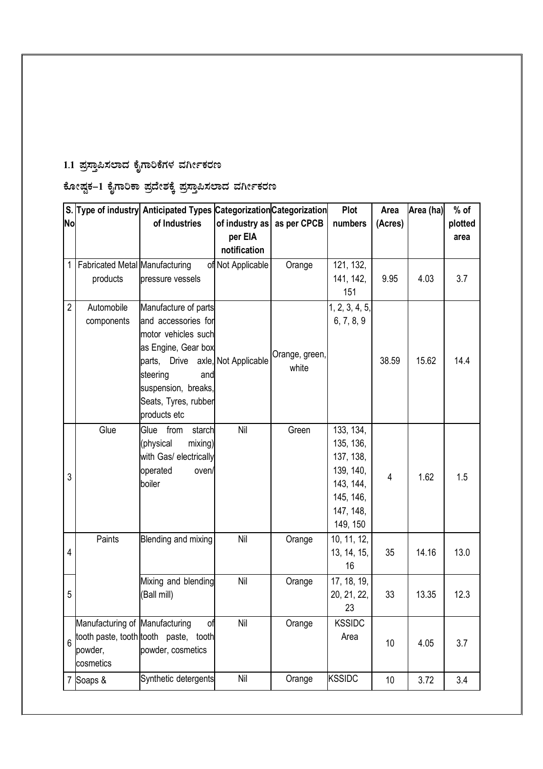## 1.1 ಪ್ರಸ್ತಾಪಿಸಲಾದ ಕೈಗಾರಿಕೆಗಳ ವರ್ಗೀಕರಣ

### ಕೋಷ್ಟಕ–1 ಕೈಗಾರಿಕಾ ಪ್ರದೇಶಕ್ಕೆ ಪ್ರಸ್ತಾಪಿಸಲಾದ ವರ್ಗೀಕರಣ

| S. No | Type of industry | Anticipated Types of Industries | Categorization of industry as per EIA notification | Categorization as per CPCB | Plot numbers | Area (Acres) | Area (ha) | % of plotted area |
|---|---|---|---|---|---|---|---|---|
| 1 | Fabricated Metal products | Manufacturing of pressure vessels | Not Applicable | Orange | 121, 132, 141, 142, 151 | 9.95 | 4.03 | 3.7 |
| 2 | Automobile components | Manufacture of parts and accessories for motor vehicles such as Engine, Gear box parts, Drive axle, steering and suspension, breaks, Seats, Tyres, rubber products etc | Not Applicable | Orange, green, white | 1, 2, 3, 4, 5, 6, 7, 8, 9 | 38.59 | 15.62 | 14.4 |
| 3 | Glue | Glue from starch (physical mixing) with Gas/ electrically operated oven/ boiler | Nil | Green | 133, 134, 135, 136, 137, 138, 139, 140, 143, 144, 145, 146, 147, 148, 149, 150 | 4 | 1.62 | 1.5 |
| 4 | Paints | Blending and mixing | Nil | Orange | 10, 11, 12, 13, 14, 15, 16 | 35 | 14.16 | 13.0 |
| 5 | | Mixing and blending (Ball mill) | Nil | Orange | 17, 18, 19, 20, 21, 22, 23 | 33 | 13.35 | 12.3 |
| 6 | Manufacturing of tooth paste, tooth powder, cosmetics | Manufacturing of tooth paste, tooth powder, cosmetics | Nil | Orange | KSSIDC Area | 10 | 4.05 | 3.7 |
| 7 | Soaps & | Synthetic detergents | Nil | Orange | KSSIDC | 10 | 3.72 | 3.4 |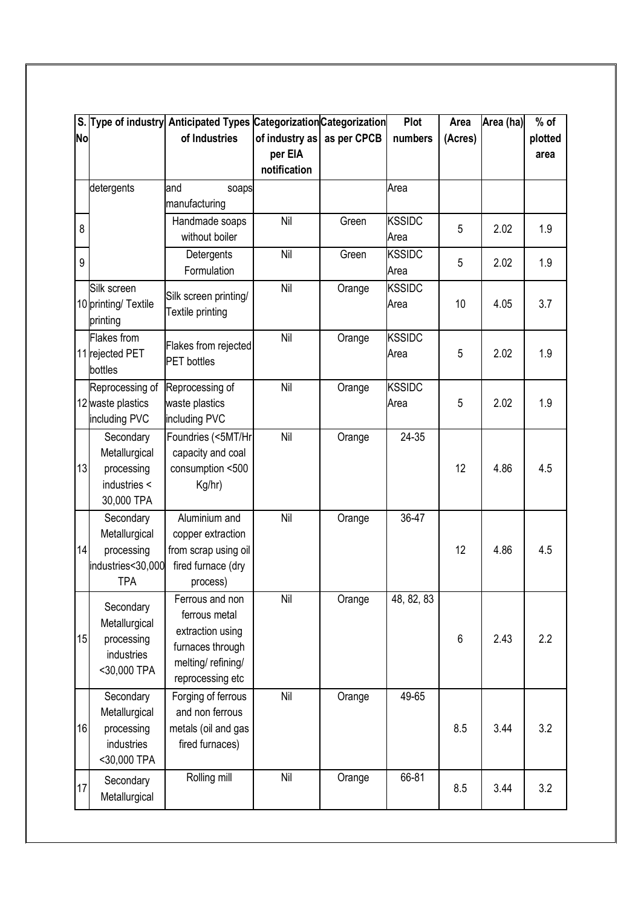| S. No | Type of industry | Anticipated Types of Industries | Categorization of industry as per EIA notification | Categorization as per CPCB | Plot numbers | Area (Acres) | Area (ha) | % of plotted area |
|---|---|---|---|---|---|---|---|---|
| | detergents | and soaps manufacturing | | | Area | | | |
| 8 | | Handmade soaps without boiler | Nil | Green | KSSIDC Area | 5 | 2.02 | 1.9 |
| 9 | | Detergents Formulation | Nil | Green | KSSIDC Area | 5 | 2.02 | 1.9 |
| 10 | Silk screen printing/ Textile printing | Silk screen printing/ Textile printing | Nil | Orange | KSSIDC Area | 10 | 4.05 | 3.7 |
| 11 | Flakes from rejected PET bottles | Flakes from rejected PET bottles | Nil | Orange | KSSIDC Area | 5 | 2.02 | 1.9 |
| 12 | Reprocessing of waste plastics including PVC | Reprocessing of waste plastics including PVC | Nil | Orange | KSSIDC Area | 5 | 2.02 | 1.9 |
| 13 | Secondary Metallurgical processing industries < 30,000 TPA | Foundries (<5MT/Hr capacity and coal consumption <500 Kg/hr) | Nil | Orange | 24-35 | 12 | 4.86 | 4.5 |
| 14 | Secondary Metallurgical processing industries<30,000 TPA | Aluminium and copper extraction from scrap using oil fired furnace (dry process) | Nil | Orange | 36-47 | 12 | 4.86 | 4.5 |
| 15 | Secondary Metallurgical processing industries <30,000 TPA | Ferrous and non ferrous metal extraction using furnaces through melting/ refining/ reprocessing etc | Nil | Orange | 48, 82, 83 | 6 | 2.43 | 2.2 |
| 16 | Secondary Metallurgical processing industries <30,000 TPA | Forging of ferrous and non ferrous metals (oil and gas fired furnaces) | Nil | Orange | 49-65 | 8.5 | 3.44 | 3.2 |
| 17 | Secondary Metallurgical | Rolling mill | Nil | Orange | 66-81 | 8.5 | 3.44 | 3.2 |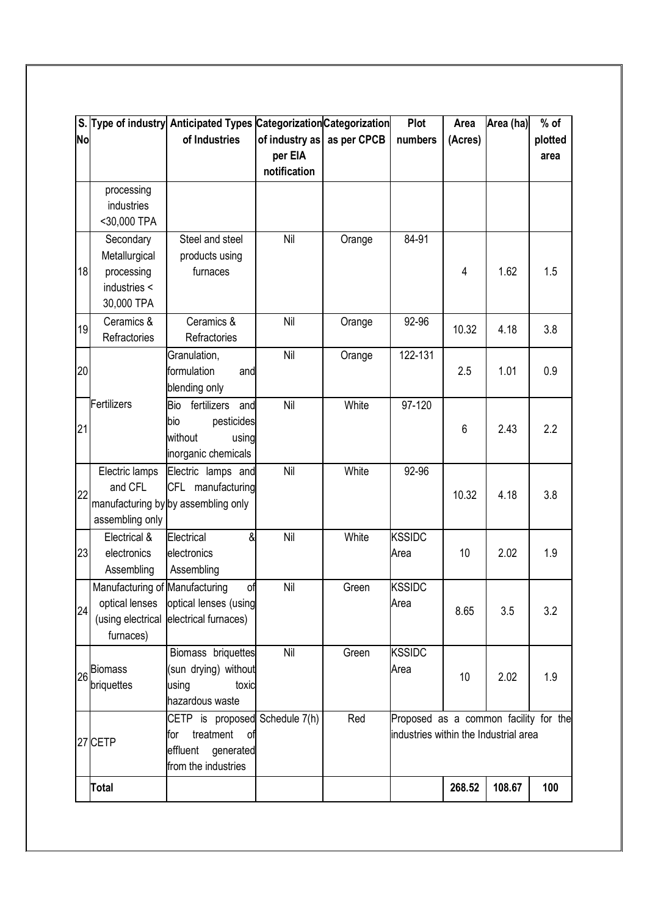| S. No | Type of industry | Anticipated Types of Industries | Categorization of industry as per EIA notification | Categorization as per CPCB | Plot numbers | Area (Acres) | Area (ha) | % of plotted area |
|---|---|---|---|---|---|---|---|---|
| | processing industries <30,000 TPA | | | | | | | |
| 18 | Secondary Metallurgical processing industries < 30,000 TPA | Steel and steel products using furnaces | Nil | Orange | 84-91 | 4 | 1.62 | 1.5 |
| 19 | Ceramics & Refractories | Ceramics & Refractories | Nil | Orange | 92-96 | 10.32 | 4.18 | 3.8 |
| 20 | Fertilizers | Granulation, formulation and blending only | Nil | Orange | 122-131 | 2.5 | 1.01 | 0.9 |
| 21 | | Bio fertilizers and bio pesticides without using inorganic chemicals | Nil | White | 97-120 | 6 | 2.43 | 2.2 |
| 22 | Electric lamps and CFL manufacturing by assembling only | Electric lamps and CFL manufacturing by assembling only | Nil | White | 92-96 | 10.32 | 4.18 | 3.8 |
| 23 | Electrical & electronics Assembling | Electrical & electronics Assembling | Nil | White | KSSIDC Area | 10 | 2.02 | 1.9 |
| 24 | Manufacturing of optical lenses (using electrical furnaces) | Manufacturing of optical lenses (using electrical furnaces) | Nil | Green | KSSIDC Area | 8.65 | 3.5 | 3.2 |
| 26 | Biomass briquettes | Biomass briquettes (sun drying) without using toxic hazardous waste | Nil | Green | KSSIDC Area | 10 | 2.02 | 1.9 |
| 27 | CETP | CETP is proposed for treatment of effluent generated from the industries | Schedule 7(h) | Red | Proposed as a common facility for the industries within the Industrial area | | | |
| | **Total** | | | | | **268.52** | **108.67** | **100** |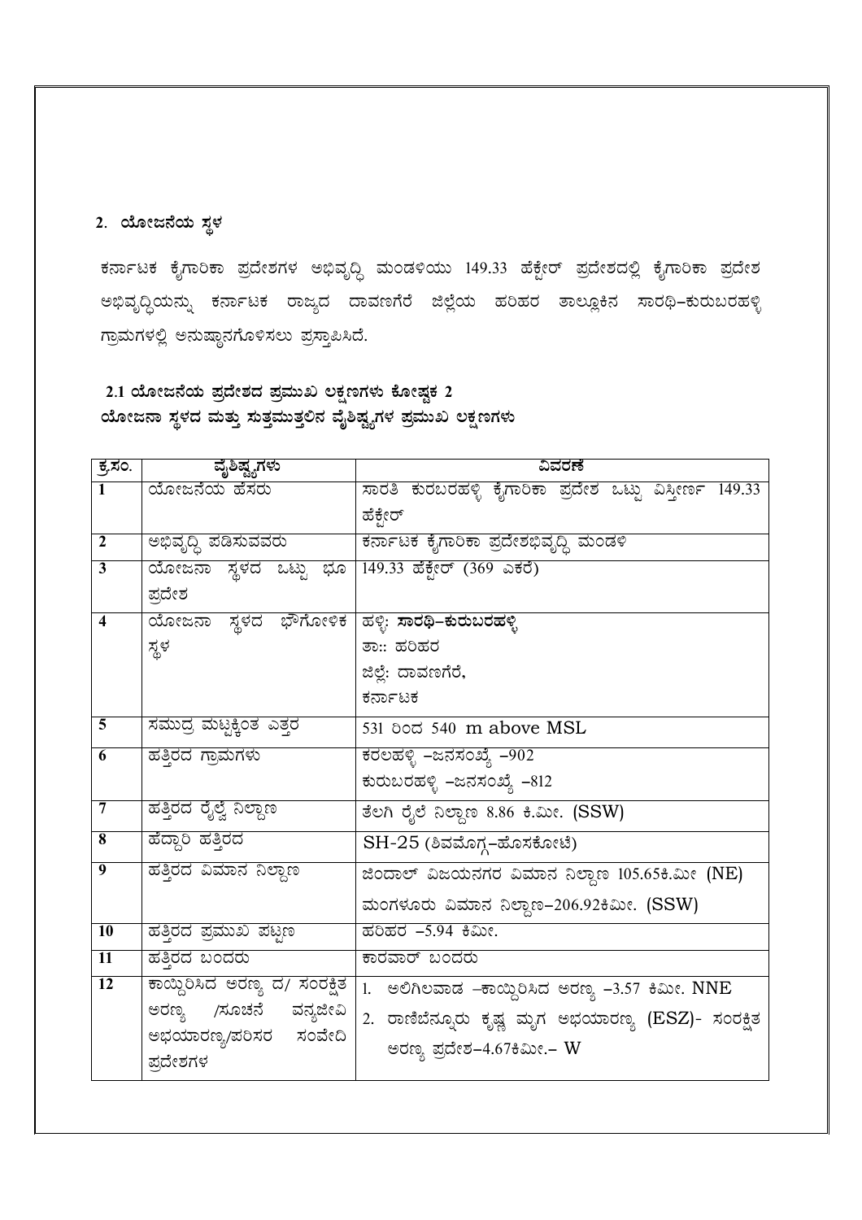## 2. ಯೋಜನೆಯ ಸ್ಥಳ

ಕರ್ನಾಟಕ ಕೈಗಾರಿಕಾ ಪ್ರದೇಶಗಳ ಅಭಿವೃದ್ಧಿ ಮಂಡಳಿಯು 149.33 ಹೆಕ್ಟೇರ್ ಪ್ರದೇಶದಲ್ಲಿ ಕೈಗಾರಿಕಾ ಪ್ರದೇಶ ಅಭಿವೃದ್ಧಿಯನ್ನು ಕರ್ನಾಟಕ ರಾಜ್ಯದ ದಾವಣಗೆರೆ ಜಿಲ್ಲೆಯ ಹರಿಹರ ತಾಲ್ಲೂಕಿನ ಸಾರಥಿ–ಕುರುಬರಹಳ್ಳಿ ಗ್ರಾಮಗಳಲ್ಲಿ ಅನುಷ್ಠಾನಗೊಳಿಸಲು ಪ್ರಸ್ತಾಪಿಸಿದೆ.

### 2.1 ಯೋಜನೆಯ ಪ್ರದೇಶದ ಪ್ರಮುಖ ಲಕ್ಷಣಗಳು ಕೋಷ್ಟಕ 2
### ಯೋಜನಾ ಸ್ಥಳದ ಮತ್ತು ಸುತ್ತಮುತ್ತಲಿನ ವೈಶಿಷ್ಟ್ಯಗಳ ಪ್ರಮುಖ ಲಕ್ಷಣಗಳು

| ಕ್ರ.ಸಂ. | ವೈಶಿಷ್ಟ್ಯಗಳು | ವಿವರಣೆ |
|---|---|---|
| 1 | ಯೋಜನೆಯ ಹೆಸರು | ಸಾರತಿ ಕುರಬರಹಳ್ಳಿ ಕೈಗಾರಿಕಾ ಪ್ರದೇಶ ಒಟ್ಟು ವಿಸ್ತೀರ್ಣ 149.33 ಹೆಕ್ಟೇರ್ |
| 2 | ಅಭಿವೃದ್ಧಿ ಪಡಿಸುವವರು | ಕರ್ನಾಟಕ ಕೈಗಾರಿಕಾ ಪ್ರದೇಶಭಿವೃದ್ಧಿ ಮಂಡಳಿ |
| 3 | ಯೋಜನಾ ಸ್ಥಳದ ಒಟ್ಟು ಭೂ ಪ್ರದೇಶ | 149.33 ಹೆಕ್ಟೇರ್ (369 ಎಕರೆ) |
| 4 | ಯೋಜನಾ ಸ್ಥಳದ ಭೌಗೋಳಿಕ ಸ್ಥಳ | ಹಳ್ಳಿ: **ಸಾರಥಿ–ಕುರುಬರಹಳ್ಳಿ**<br>ತಾ:: ಹರಿಹರ<br>ಜಿಲ್ಲೆ: ದಾವಣಗೆರೆ,<br>ಕರ್ನಾಟಕ |
| 5 | ಸಮುದ್ರ ಮಟ್ಟಕ್ಕಿಂತ ಎತ್ತರ | 531 ರಿಂದ 540 m above MSL |
| 6 | ಹತ್ತಿರದ ಗ್ರಾಮಗಳು | ಕರಲಹಳ್ಳಿ –ಜನಸಂಖ್ಯೆ –902<br>ಕುರುಬರಹಳ್ಳಿ –ಜನಸಂಖ್ಯೆ –812 |
| 7 | ಹತ್ತಿರದ ರೈಲ್ವೆ ನಿಲ್ದಾಣ | ತೆಲಗಿ ರೈಲೆ ನಿಲ್ದಾಣ 8.86 ಕಿ.ಮೀ. (SSW) |
| 8 | ಹೆದ್ದಾರಿ ಹತ್ತಿರದ | SH-25 (ಶಿವಮೊಗ್ಗ–ಹೊಸಕೋಟೆ) |
| 9 | ಹತ್ತಿರದ ವಿಮಾನ ನಿಲ್ದಾಣ | ಜಿಂದಾಲ್ ವಿಜಯನಗರ ವಿಮಾನ ನಿಲ್ದಾಣ 105.65ಕಿ.ಮೀ (NE)<br>ಮಂಗಳೂರು ವಿಮಾನ ನಿಲ್ದಾಣ–206.92ಕಿಮೀ. (SSW) |
| 10 | ಹತ್ತಿರದ ಪ್ರಮುಖ ಪಟ್ಟಣ | ಹರಿಹರ –5.94 ಕಿಮೀ. |
| 11 | ಹತ್ತಿರದ ಬಂದರು | ಕಾರವಾರ್ ಬಂದರು |
| 12 | ಕಾಯ್ದಿರಿಸಿದ ಅರಣ್ಯ ದ/ ಸಂರಕ್ಷಿತ ಅರಣ್ಯ /ಸೂಚನೆ ವನ್ಯಜೀವಿ ಅಭಯಾರಣ್ಯ/ಪರಿಸರ ಸಂವೇದಿ ಪ್ರದೇಶಗಳ | 1. ಅಲಿಗಿಲವಾಡ –ಕಾಯ್ದಿರಿಸಿದ ಅರಣ್ಯ –3.57 ಕಿಮೀ. NNE<br>2. ರಾಣಿಬೆನ್ನೂರು ಕೃಷ್ಣ ಮೃಗ ಅಭಯಾರಣ್ಯ (ESZ)- ಸಂರಕ್ಷಿತ ಅರಣ್ಯ ಪ್ರದೇಶ–4.67ಕಿಮೀ.– W |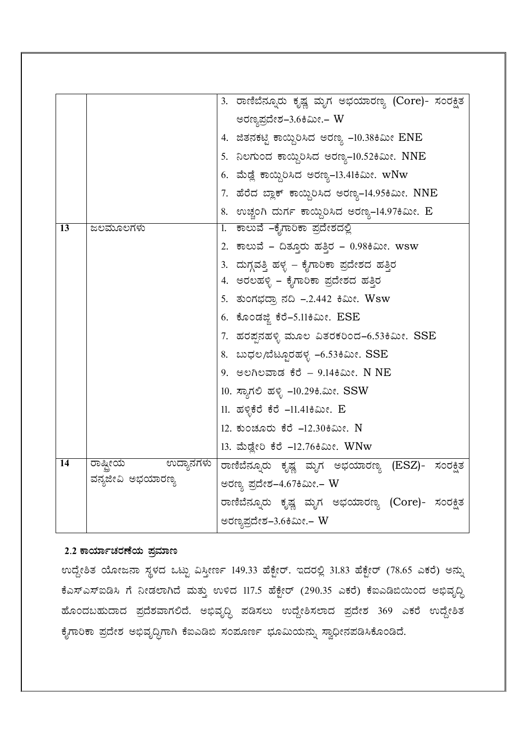| | | |
|---|---|---|
| | | 3. ರಾಣಿಬೆನ್ನೂರು ಕೃಷ್ಣ ಮೃಗ ಅಭಯಾರಣ್ಯ (Core)- ಸಂರಕ್ಷಿತ ಅರಣ್ಯಪ್ರದೇಶ–3.6ಕಿಮೀ.– W<br>4. ಜಿತನಕಟ್ಟಿ ಕಾಯ್ದಿರಿಸಿದ ಅರಣ್ಯ –10.38ಕಿಮೀ ENE<br>5. ನಿಲಗುಂದ ಕಾಯ್ದಿರಿಸಿದ ಅರಣ್ಯ–10.52ಕಿಮೀ. NNE<br>6. ಮೆಡ್ಲೆ ಕಾಯ್ದಿರಿಸಿದ ಅರಣ್ಯ–13.41ಕಿಮೀ. wNw<br>7. ಹೆರೆದ ಬ್ಲಾಕ್ ಕಾಯ್ದಿರಿಸಿದ ಅರಣ್ಯ–14.95ಕಿಮೀ. NNE<br>8. ಉಚ್ಚಂಗಿ ದುರ್ಗ ಕಾಯ್ದಿರಿಸಿದ ಅರಣ್ಯ–14.97ಕಿಮೀ. E |
| 13 | ಜಲಮೂಲಗಳು | 1. ಕಾಲುವೆ –ಕೈಗಾರಿಕಾ ಪ್ರದೇಶದಲ್ಲಿ<br>2. ಕಾಲುವೆ – ದಿತ್ತೂರು ಹತ್ತಿರ – 0.98ಕಿಮೀ. wsw<br>3. ದುಗ್ಗವತ್ತಿ ಹಳ್ಳ – ಕೈಗಾರಿಕಾ ಪ್ರದೇಶದ ಹತ್ತಿರ<br>4. ಅರಲಹಳ್ಳಿ – ಕೈಗಾರಿಕಾ ಪ್ರದೇಶದ ಹತ್ತಿರ<br>5. ತುಂಗಭದ್ರಾ ನದಿ –.2.442 ಕಿಮೀ. Wsw<br>6. ಕೊಂಡಜ್ಜಿ ಕೆರೆ–5.11ಕಿಮೀ. ESE<br>7. ಹರಪ್ಪನಹಳ್ಳಿ ಮೂಲ ವಿತರಕರಿಂದ–6.53ಕಿಮೀ. SSE<br>8. ಬುಧಲ/ಬೆಟ್ಟೂರಹಳ್ಳ –6.53ಕಿಮೀ. SSE<br>9. ಅಲಗಿಲವಾಡ ಕೆರೆ – 9.14ಕಿಮೀ. N NE<br>10. ಸ್ಯಾಗಲಿ ಹಳ್ಳಿ –10.29ಕಿ.ಮೀ. SSW<br>11. ಹಳ್ಳಿಕೆರೆ ಕೆರೆ –11.41ಕಿಮೀ. E<br>12. ಕುಂಚೂರು ಕೆರೆ –12.30ಕಿಮೀ. N<br>13. ಮೆಡ್ಲೇರಿ ಕೆರೆ –12.76ಕಿಮೀ. WNw |
| 14 | ರಾಷ್ಟ್ರೀಯ ಉದ್ಯಾನಗಳು ವನ್ಯಜೀವಿ ಅಭಯಾರಣ್ಯ | ರಾಣಿಬೆನ್ನೂರು ಕೃಷ್ಣ ಮೃಗ ಅಭಯಾರಣ್ಯ (ESZ)- ಸಂರಕ್ಷಿತ ಅರಣ್ಯ ಪ್ರದೇಶ–4.67ಕಿಮೀ.– W<br>ರಾಣಿಬೆನ್ನೂರು ಕೃಷ್ಣ ಮೃಗ ಅಭಯಾರಣ್ಯ (Core)- ಸಂರಕ್ಷಿತ ಅರಣ್ಯಪ್ರದೇಶ–3.6ಕಿಮೀ.– W |

**2.2 ಕಾರ್ಯಾಚರಣೆಯ ಪ್ರಮಾಣ**

ಉದ್ದೇಶಿತ ಯೋಜನಾ ಸ್ಥಳದ ಒಟ್ಟು ವಿಸ್ತೀರ್ಣ 149.33 ಹೆಕ್ಟೇರ್. ಇದರಲ್ಲಿ 31.83 ಹೆಕ್ಟೇರ್ (78.65 ಎಕರೆ) ಅನ್ನು ಕೆಎಸ್ಎಸ್ಐಡಿಸಿ ಗೆ ನೀಡಲಾಗಿದೆ ಮತ್ತು ಉಳಿದ 117.5 ಹೆಕ್ಟೇರ್ (290.35 ಎಕರೆ) ಕೆಐಎಡಿಬಿಯಿಂದ ಅಭಿವೃದ್ಧಿ ಹೊಂದಬಹುದಾದ ಪ್ರದೇಶವಾಗಲಿದೆ. ಅಭಿವೃದ್ಧಿ ಪಡಿಸಲು ಉದ್ದೇಶಿಸಲಾದ ಪ್ರದೇಶ 369 ಎಕರೆ ಉದ್ದೇಶಿತ ಕೈಗಾರಿಕಾ ಪ್ರದೇಶ ಅಭಿವೃದ್ಧಿಗಾಗಿ ಕೆಐಎಡಿಬಿ ಸಂಪೂರ್ಣ ಭೂಮಿಯನ್ನು ಸ್ವಾಧೀನಪಡಿಸಿಕೊಂಡಿದೆ.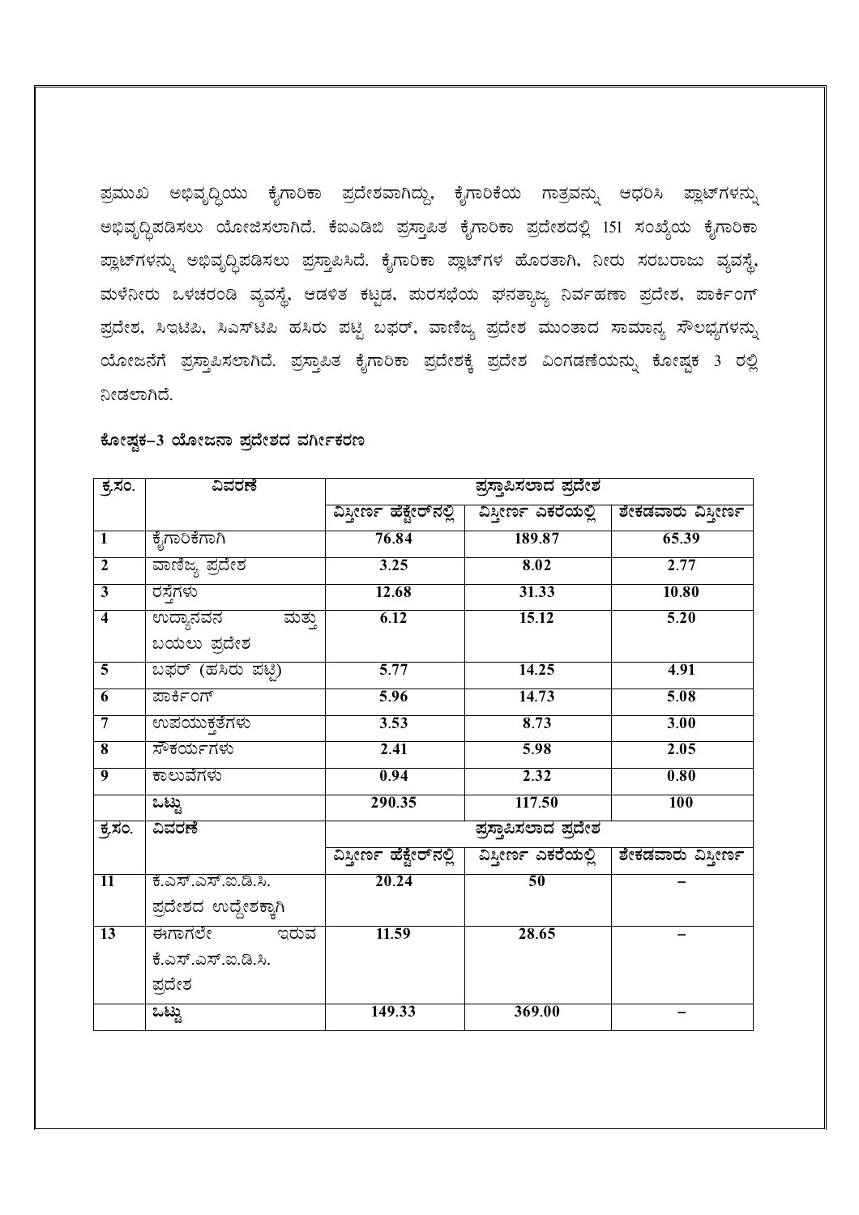ಪ್ರಮುಖ ಅಭಿವೃದ್ಧಿಯು ಕೈಗಾರಿಕಾ ಪ್ರದೇಶವಾಗಿದ್ದು, ಕೈಗಾರಿಕೆಯ ಗಾತ್ರವನ್ನು ಆಧರಿಸಿ ಪ್ಲಾಟ್‌ಗಳನ್ನು ಅಭಿವೃದ್ಧಿಪಡಿಸಲು ಯೋಜಿಸಲಾಗಿದೆ. ಕೆಐಎಡಿಬಿ ಪ್ರಸ್ತಾಪಿತ ಕೈಗಾರಿಕಾ ಪ್ರದೇಶದಲ್ಲಿ 151 ಸಂಖ್ಯೆಯ ಕೈಗಾರಿಕಾ ಪ್ಲಾಟ್‌ಗಳನ್ನು ಅಭಿವೃದ್ಧಿಪಡಿಸಲು ಪ್ರಸ್ತಾಪಿಸಿದೆ. ಕೈಗಾರಿಕಾ ಪ್ಲಾಟ್‌ಗಳ ಹೊರತಾಗಿ, ನೀರು ಸರಬರಾಜು ವ್ಯವಸ್ಥೆ, ಮಳೆನೀರು ಒಳಚರಂಡಿ ವ್ಯವಸ್ಥೆ, ಆಡಳಿತ ಕಟ್ಟಡ, ಪುರಸಭೆಯ ಘನತ್ಯಾಜ್ಯ ನಿರ್ವಹಣಾ ಪ್ರದೇಶ, ಪಾರ್ಕಿಂಗ್ ಪ್ರದೇಶ, ಸಿಇಟಿಪಿ, ಸಿಎಸ್‌ಟಿಪಿ ಹಸಿರು ಪಟ್ಟಿ ಬಫರ್, ವಾಣಿಜ್ಯ ಪ್ರದೇಶ ಮುಂತಾದ ಸಾಮಾನ್ಯ ಸೌಲಭ್ಯಗಳನ್ನು ಯೋಜನೆಗೆ ಪ್ರಸ್ತಾಪಿಸಲಾಗಿದೆ. ಪ್ರಸ್ತಾಪಿತ ಕೈಗಾರಿಕಾ ಪ್ರದೇಶಕ್ಕೆ ಪ್ರದೇಶ ವಿಂಗಡಣೆಯನ್ನು ಕೋಷ್ಟಕ 3 ರಲ್ಲಿ ನೀಡಲಾಗಿದೆ.

**ಕೋಷ್ಟಕ–3 ಯೋಜನಾ ಪ್ರದೇಶದ ವರ್ಗೀಕರಣ**

| ಕ್ರ.ಸಂ. | ವಿವರಣೆ | ಪ್ರಸ್ತಾಪಿಸಲಾದ ಪ್ರದೇಶ | | |
|---|---|---|---|---|
| | | ವಿಸ್ತೀರ್ಣ ಹೆಕ್ಟೇರ್‌ನಲ್ಲಿ | ವಿಸ್ತೀರ್ಣ ಎಕರೆಯಲ್ಲಿ | ಶೇಕಡವಾರು ವಿಸ್ತೀರ್ಣ |
| 1 | ಕೈಗಾರಿಕೆಗಾಗಿ | 76.84 | 189.87 | 65.39 |
| 2 | ವಾಣಿಜ್ಯ ಪ್ರದೇಶ | 3.25 | 8.02 | 2.77 |
| 3 | ರಸ್ತೆಗಳು | 12.68 | 31.33 | 10.80 |
| 4 | ಉದ್ಯಾನವನ ಮತ್ತು ಬಯಲು ಪ್ರದೇಶ | 6.12 | 15.12 | 5.20 |
| 5 | ಬಫರ್ (ಹಸಿರು ಪಟ್ಟಿ) | 5.77 | 14.25 | 4.91 |
| 6 | ಪಾರ್ಕಿಂಗ್ | 5.96 | 14.73 | 5.08 |
| 7 | ಉಪಯುಕ್ತತೆಗಳು | 3.53 | 8.73 | 3.00 |
| 8 | ಸೌಕರ್ಯಗಳು | 2.41 | 5.98 | 2.05 |
| 9 | ಕಾಲುವೆಗಳು | 0.94 | 2.32 | 0.80 |
| | ಒಟ್ಟು | 290.35 | 117.50 | 100 |
| ಕ್ರ.ಸಂ. | ವಿವರಣೆ | ಪ್ರಸ್ತಾಪಿಸಲಾದ ಪ್ರದೇಶ | | |
| | | ವಿಸ್ತೀರ್ಣ ಹೆಕ್ಟೇರ್‌ನಲ್ಲಿ | ವಿಸ್ತೀರ್ಣ ಎಕರೆಯಲ್ಲಿ | ಶೇಕಡವಾರು ವಿಸ್ತೀರ್ಣ |
| 11 | ಕೆ.ಎಸ್.ಎಸ್.ಐ.ಡಿ.ಸಿ. ಪ್ರದೇಶದ ಉದ್ದೇಶಕ್ಕಾಗಿ | 20.24 | 50 | – |
| 13 | ಈಗಾಗಲೇ ಇರುವ ಕೆ.ಎಸ್.ಎಸ್.ಐ.ಡಿ.ಸಿ. ಪ್ರದೇಶ | 11.59 | 28.65 | – |
| | ಒಟ್ಟು | 149.33 | 369.00 | – |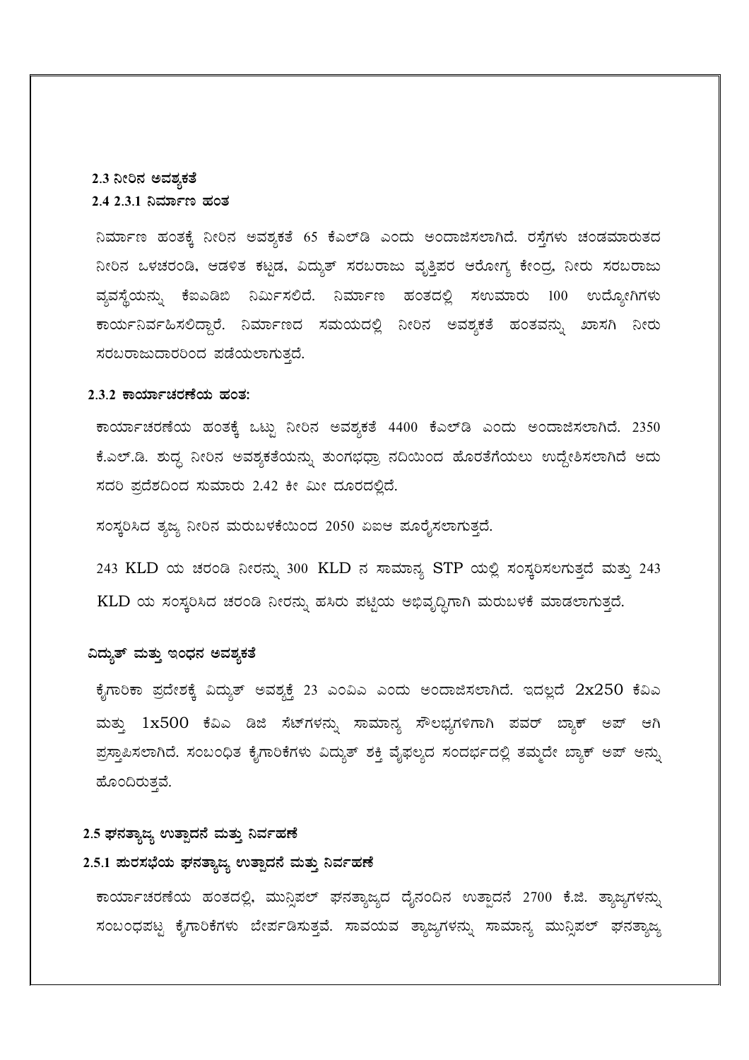### 2.3 ನೀರಿನ ಅವಶ್ಯಕತೆ

### 2.4 2.3.1 ನಿರ್ಮಾಣ ಹಂತ

ನಿರ್ಮಾಣ ಹಂತಕ್ಕೆ ನೀರಿನ ಅವಶ್ಯಕತೆ 65 ಕೆಎಲ್‌ಡಿ ಎಂದು ಅಂದಾಜಿಸಲಾಗಿದೆ. ರಸ್ತೆಗಳು ಚಂಡಮಾರುತದ ನೀರಿನ ಒಳಚರಂಡಿ, ಆಡಳಿತ ಕಟ್ಟಡ, ವಿದ್ಯುತ್ ಸರಬರಾಜು ವೃತ್ತಿಪರ ಆರೋಗ್ಯ ಕೇಂದ್ರ, ನೀರು ಸರಬರಾಜು ವ್ಯವಸ್ಥೆಯನ್ನು ಕೆಐಎಡಿಬಿ ನಿರ್ಮಿಸಲಿದೆ. ನಿರ್ಮಾಣ ಹಂತದಲ್ಲಿ ಸಉಮಾರು 100 ಉದ್ಯೋಗಿಗಳು ಕಾರ್ಯನಿರ್ವಹಿಸಲಿದ್ದಾರೆ. ನಿರ್ಮಾಣದ ಸಮಯದಲ್ಲಿ ನೀರಿನ ಅವಶ್ಯಕತೆ ಹಂತವನ್ನು ಖಾಸಗಿ ನೀರು ಸರಬರಾಜುದಾರರಿಂದ ಪಡೆಯಲಾಗುತ್ತದೆ.

### 2.3.2 ಕಾರ್ಯಾಚರಣೆಯ ಹಂತ:

ಕಾರ್ಯಾಚರಣೆಯ ಹಂತಕ್ಕೆ ಒಟ್ಟು ನೀರಿನ ಅವಶ್ಯಕತೆ 4400 ಕೆಎಲ್‌ಡಿ ಎಂದು ಅಂದಾಜಿಸಲಾಗಿದೆ. 2350 ಕೆ.ಎಲ್.ಡಿ. ಶುದ್ಧ ನೀರಿನ ಅವಶ್ಯಕತೆಯನ್ನು ತುಂಗಭದ್ರಾ ನದಿಯಿಂದ ಹೊರತೆಗೆಯಲು ಉದ್ದೇಶಿಸಲಾಗಿದೆ ಅದು ಸದರಿ ಪ್ರದೇಶದಿಂದ ಸುಮಾರು 2.42 ಕೀ ಮೀ ದೂರದಲ್ಲಿದೆ.

ಸಂಸ್ಕರಿಸಿದ ತ್ಯಜ್ಯ ನೀರಿನ ಮರುಬಳಕೆಯಿಂದ 2050 ಏಐಆ ಪೂರೈಸಲಾಗುತ್ತದೆ.

243 KLD ಯ ಚರಂಡಿ ನೀರನ್ನು 300 KLD ನ ಸಾಮಾನ್ಯ STP ಯಲ್ಲಿ ಸಂಸ್ಕರಿಸಲಗುತ್ತದೆ ಮತ್ತು 243 KLD ಯ ಸಂಸ್ಕರಿಸಿದ ಚರಂಡಿ ನೀರನ್ನು ಹಸಿರು ಪಟ್ಟಿಯ ಅಭಿವೃದ್ಧಿಗಾಗಿ ಮರುಬಳಕೆ ಮಾಡಲಾಗುತ್ತದೆ.

### ವಿದ್ಯುತ್ ಮತ್ತು ಇಂಧನ ಅವಶ್ಯಕತೆ

ಕೈಗಾರಿಕಾ ಪ್ರದೇಶಕ್ಕೆ ವಿದ್ಯುತ್ ಅವಶ್ಯಕ್ತೆ 23 ಎಂವಿಎ ಎಂದು ಅಂದಾಜಿಸಲಾಗಿದೆ. ಇದಲ್ಲದೆ 2x250 ಕೆವಿಎ ಮತ್ತು 1x500 ಕೆವಿಎ ಡಿಜಿ ಸೆಟ್‌ಗಳನ್ನು ಸಾಮಾನ್ಯ ಸೌಲಭ್ಯಗಳಿಗಾಗಿ ಪವರ್ ಬ್ಯಾಕ್ ಅಪ್ ಆಗಿ ಪ್ರಸ್ತಾಪಿಸಲಾಗಿದೆ. ಸಂಬಂಧಿತ ಕೈಗಾರಿಕೆಗಳು ವಿದ್ಯುತ್ ಶಕ್ತಿ ವೈಫಲ್ಯದ ಸಂದರ್ಭದಲ್ಲಿ ತಮ್ಮದೇ ಬ್ಯಾಕ್ ಅಪ್ ಅನ್ನು ಹೊಂದಿರುತ್ತವೆ.

### 2.5 ಘನತ್ಯಾಜ್ಯ ಉತ್ಪಾದನೆ ಮತ್ತು ನಿರ್ವಹಣೆ

### 2.5.1 ಪುರಸಭೆಯ ಘನತ್ಯಾಜ್ಯ ಉತ್ಪಾದನೆ ಮತ್ತು ನಿರ್ವಹಣೆ

ಕಾರ್ಯಾಚರಣೆಯ ಹಂತದಲ್ಲಿ, ಮುನ್ಸಿಪಲ್ ಘನತ್ಯಾಜ್ಯದ ದೈನಂದಿನ ಉತ್ಪಾದನೆ 2700 ಕೆ.ಜಿ. ತ್ಯಾಜ್ಯಗಳನ್ನು ಸಂಬಂಧಪಟ್ಟ ಕೈಗಾರಿಕೆಗಳು ಬೇರ್ಪಡಿಸುತ್ತವೆ. ಸಾವಯವ ತ್ಯಾಜ್ಯಗಳನ್ನು ಸಾಮಾನ್ಯ ಮುನ್ಸಿಪಲ್ ಘನತ್ಯಾಜ್ಯ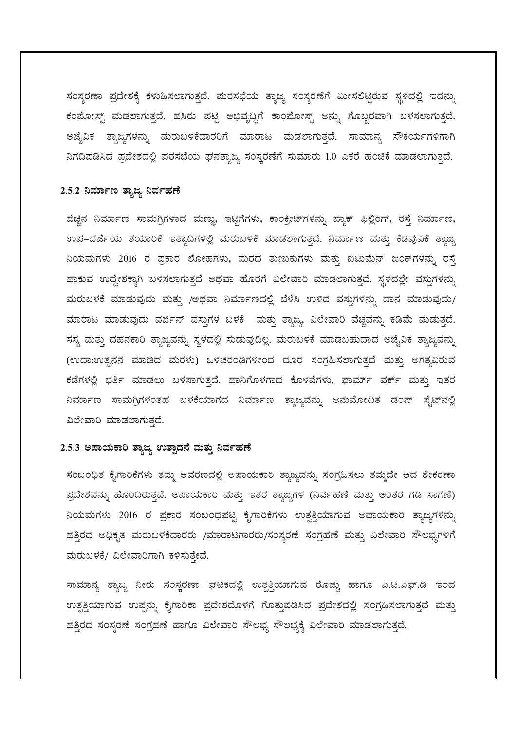ಸಂಸ್ಕರಣಾ ಪ್ರದೇಶಕ್ಕೆ ಕಳುಹಿಸಲಾಗುತ್ತದೆ. ಪುರಸಭೆಯ ತ್ಯಾಜ್ಯ ಸಂಸ್ಕರಣೆಗೆ ಮೀಸಲಿಟ್ಟಿರುವ ಸ್ಥಳದಲ್ಲಿ ಇದನ್ನು ಕಂಪೋಸ್ಟ್ ಮಡಲಾಗುತ್ತದೆ. ಹಸಿರು ಪಟ್ಟಿ ಅಭಿವೃದ್ಧಿಗೆ ಕಾಂಪೋಸ್ಟ್ ಅನ್ನು ಗೊಬ್ಬರವಾಗಿ ಬಳಸಲಾಗುತ್ತದೆ. ಅಜೈವಿಕ ತ್ಯಾಜ್ಯಗಳನ್ನು ಮರುಬಳಕೆದಾರರಿಗೆ ಮಾರಾಟ ಮಡಲಾಗುತ್ತದೆ. ಸಾಮಾನ್ಯ ಸೌಕರ್ಯಗಳಿಗಾಗಿ ನಿಗದಿಪಡಿಸಿದ ಪ್ರದೇಶದಲ್ಲಿ ಪುರಸಭೆಯ ಘನತ್ಯಾಜ್ಯ ಸಂಸ್ಕರಣೆಗೆ ಸುಮಾರು 1.0 ಎಕರೆ ಹಂಚಿಕೆ ಮಾಡಲಾಗುತ್ತದೆ.

### 2.5.2 ನಿರ್ಮಾಣ ತ್ಯಾಜ್ಯ ನಿರ್ವಹಣೆ

ಹೆಚ್ಚಿನ ನಿರ್ಮಾಣ ಸಾಮಗ್ರಿಗಳಾದ ಮಣ್ಣು, ಇಟ್ಟಿಗೆಗಳು, ಕಾಂಕ್ರೀಟ್‌ಗಳನ್ನು ಬ್ಯಾಕ್ ಫಿಲ್ಲಿಂಗ್, ರಸ್ತೆ ನಿರ್ಮಾಣ, ಉಪ-ದರ್ಜೆಯ ತಯಾರಿಕೆ ಇತ್ಯಾದಿಗಳಲ್ಲಿ ಮರುಬಳಕೆ ಮಾಡಲಾಗುತ್ತದೆ. ನಿರ್ಮಾಣ ಮತ್ತು ಕೆಡವುವಿಕೆ ತ್ಯಾಜ್ಯ ನಿಯಮಗಳು 2016 ರ ಪ್ರಕಾರ ಲೋಹಗಳು, ಮರದ ತುಣುಕುಗಳು ಮತ್ತು ಬಿಟುಮೆನ್ ಜಂಕ್‌ಗಳನ್ನು ರಸ್ತೆ ಹಾಕುವ ಉದ್ದೇಶಕ್ಕಾಗಿ ಬಳಸಲಾಗುತ್ತದೆ ಅಥವಾ ಹೊರಗೆ ವಿಲೇವಾರಿ ಮಾಡಲಾಗುತ್ತದೆ. ಸ್ಥಳದಲ್ಲೇ ವಸ್ತುಗಳನ್ನು ಮರುಬಳಕೆ ಮಾಡುವುದು ಮತ್ತು /ಅಥವಾ ನಿರ್ಮಾಣದಲ್ಲಿ ಬೆಳೆಸಿ ಉಳಿದ ವಸ್ತುಗಳನ್ನು ದಾನ ಮಾಡುವುದು/ ಮಾರಾಟ ಮಾಡುವುದು ವರ್ಜಿನ್ ವಸ್ತುಗಳ ಬಳಕೆ ಮತ್ತು ತ್ಯಾಜ್ಯ, ವಿಲೇವಾರಿ ವೆಚ್ಚವನ್ನು ಕಡಿಮೆ ಮಡುತ್ತದೆ. ಸಸ್ಯ ಮತ್ತು ದಹನಕಾರಿ ತ್ಯಾಜ್ಯವನ್ನು ಸ್ಥಳದಲ್ಲಿ ಸುಡುವುದಿಲ್ಲ. ಮರುಬಳಕೆ ಮಾಡಬಹುದಾದ ಅಜೈವಿಕ ತ್ಯಾಜ್ಯವನ್ನು (ಉದಾ:ಉತ್ಖನನ ಮಾಡಿದ ಮರಳು) ಒಳಚರಂಡಿಗಳೀಂದ ದೂರ ಸಂಗ್ರಹಿಸಲಾಗುತ್ತದೆ ಮತ್ತು ಅಗತ್ಯವಿರುವ ಕಡೆಗಳಲ್ಲಿ ಭರ್ತಿ ಮಾಡಲು ಬಳಸಾಗುತ್ತದೆ. ಹಾನಿಗೊಳಗಾದ ಕೊಳವೆಗಳು, ಫಾರ್ಮ್ ವರ್ಕ್ ಮತ್ತು ಇತರ ನಿರ್ಮಾಣ ಸಾಮಗ್ರಿಗಳಂತಹ ಬಳಕೆಯಾಗದ ನಿರ್ಮಾಣ ತ್ಯಾಜ್ಯವನ್ನು ಅನುಮೋದಿತ ಡಂಪ್ ಸೈಟ್‌ನಲ್ಲಿ ವಿಲೇವಾರಿ ಮಾಡಲಾಗುತ್ತದೆ.

### 2.5.3 ಅಪಾಯಕಾರಿ ತ್ಯಾಜ್ಯ ಉತ್ಪಾದನೆ ಮತ್ತು ನಿರ್ವಹಣೆ

ಸಂಬಂಧಿತ ಕೈಗಾರಿಕೆಗಳು ತಮ್ಮ ಆವರಣದಲ್ಲಿ ಅಪಾಯಕಾರಿ ತ್ಯಾಜ್ಯವನ್ನು ಸಂಗ್ರಹಿಸಲು ತಮ್ಮದೇ ಆದ ಶೇಕರಣಾ ಪ್ರದೇಶವನ್ನು ಹೊಂದಿರುತ್ತವೆ. ಅಪಾಯಕಾರಿ ಮತ್ತು ಇತರ ತ್ಯಾಜ್ಯಗಳ (ನಿರ್ವಹಣೆ ಮತ್ತು ಅಂತರ ಗಡಿ ಸಾಗಣೆ) ನಿಯಮಗಳು 2016 ರ ಪ್ರಕಾರ ಸಂಬಂಧಪಟ್ಟ ಕೈಗಾರಿಕೆಗಳು ಉತ್ಪತ್ತಿಯಾಗುವ ಅಪಾಯಕಾರಿ ತ್ಯಾಜ್ಯಗಳನ್ನು ಹತ್ತಿರದ ಅಧಿಕೃತ ಮರುಬಳಕೆದಾರರು /ಮಾರಾಟಗಾರರು/ಸಂಸ್ಕರಣೆ ಸಂಗ್ರಹಣೆ ಮತ್ತು ವಿಲೇವಾರಿ ಸೌಲಭ್ಯಗಳಿಗೆ ಮರುಬಳಕೆ/ ವಿಲೇವಾರಿಗಾಗಿ ಕಳಿಸುತ್ತೇವೆ.

ಸಾಮಾನ್ಯ ತ್ಯಾಜ್ಯ ನೀರು ಸಂಸ್ಕರಣಾ ಘಟಕದಲ್ಲಿ ಉತ್ಪತ್ತಿಯಾಗುವ ರೊಚ್ಚು ಹಾಗೂ ಎ.ಟಿ.ಎಫ್.ಡಿ ಇಂದ ಉತ್ಪತ್ತಿಯಾಗುವ ಉಪ್ಪನ್ನು ಕೈಗಾರಿಕಾ ಪ್ರದೇಶದೊಳಗೆ ಗೊತ್ತುಪಡಿಸಿದ ಪ್ರದೇಶದಲ್ಲಿ ಸಂಗ್ರಹಿಸಲಾಗುತ್ತದೆ ಮತ್ತು ಹತ್ತಿರದ ಸಂಸ್ಕರಣೆ ಸಂಗ್ರಹಣೆ ಹಾಗೂ ವಿಲೇವಾರಿ ಸೌಲಭ್ಯ ಸೌಲಭ್ಯಕ್ಕೆ ವಿಲೇವಾರಿ ಮಾಡಲಾಗುತ್ತದೆ.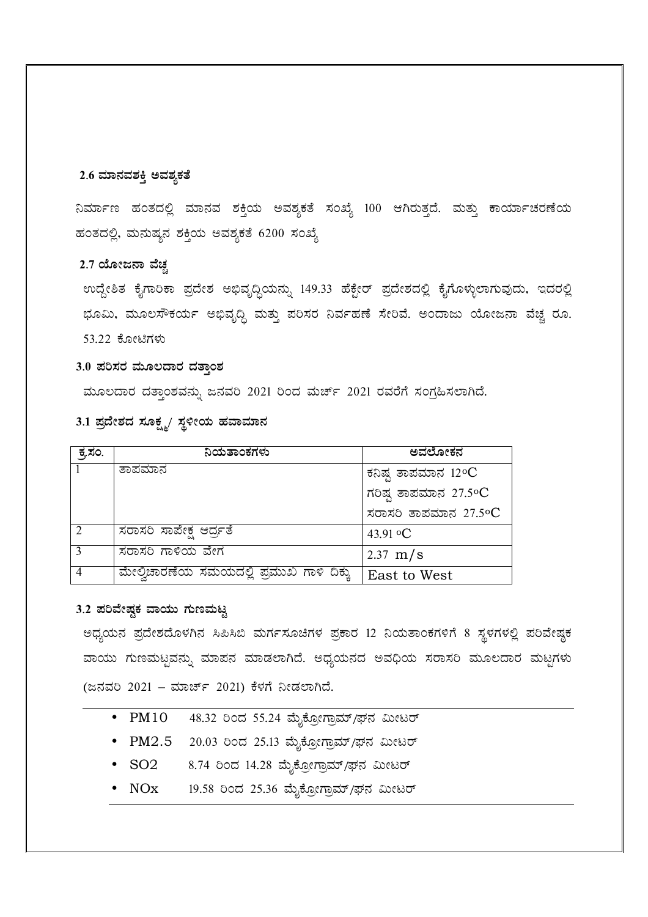### 2.6 ಮಾನವಶಕ್ತಿ ಅವಶ್ಯಕತೆ

ನಿರ್ಮಾಣ ಹಂತದಲ್ಲಿ ಮಾನವ ಶಕ್ತಿಯ ಅವಶ್ಯಕತೆ ಸಂಖ್ಯೆ 100 ಆಗಿರುತ್ತದೆ. ಮತ್ತು ಕಾರ್ಯಾಚರಣೆಯ ಹಂತದಲ್ಲಿ, ಮನುಷ್ಯನ ಶಕ್ತಿಯ ಅವಶ್ಯಕತೆ 6200 ಸಂಖ್ಯೆ

### 2.7 ಯೋಜನಾ ವೆಚ್ಚ

ಉದ್ದೇಶಿತ ಕೈಗಾರಿಕಾ ಪ್ರದೇಶ ಅಭಿವೃದ್ಧಿಯನ್ನು 149.33 ಹೆಕ್ಟೇರ್ ಪ್ರದೇಶದಲ್ಲಿ ಕೈಗೊಳ್ಳಲಾಗುವುದು, ಇದರಲ್ಲಿ ಭೂಮಿ, ಮೂಲಸೌಕರ್ಯ ಅಭಿವೃದ್ಧಿ ಮತ್ತು ಪರಿಸರ ನಿರ್ವಹಣೆ ಸೇರಿವೆ. ಅಂದಾಜು ಯೋಜನಾ ವೆಚ್ಚ ರೂ. 53.22 ಕೋಟಿಗಳು

### 3.0 ಪರಿಸರ ಮೂಲದಾರ ದತ್ತಾಂಶ

ಮೂಲದಾರ ದತ್ತಾಂಶವನ್ನು ಜನವರಿ 2021 ರಿಂದ ಮರ್ಚ್ 2021 ರವರೆಗೆ ಸಂಗ್ರಹಿಸಲಾಗಿದೆ.

### 3.1 ಪ್ರದೇಶದ ಸೂಕ್ಷ್ಮ/ ಸ್ಥಳೀಯ ಹವಾಮಾನ

| ಕ್ರ.ಸಂ. | ನಿಯತಾಂಕಗಳು | ಅವಲೋಕನ |
|---|---|---|
| 1 | ತಾಪಮಾನ | ಕನಿಷ್ಠ ತಾಪಮಾನ 12°C |
| | | ಗರಿಷ್ಠ ತಾಪಮಾನ 27.5°C |
| | | ಸರಾಸರಿ ತಾಪಮಾನ 27.5°C |
| 2 | ಸರಾಸರಿ ಸಾಪೇಕ್ಷ ಆರ್ದ್ರತೆ | 43.91 °C |
| 3 | ಸರಾಸರಿ ಗಾಳಿಯ ವೇಗ | 2.37 m/s |
| 4 | ಮೇಲ್ವಿಚಾರಣೆಯ ಸಮಯದಲ್ಲಿ ಪ್ರಮುಖ ಗಾಳಿ ದಿಕ್ಕು | East to West |

### 3.2 ಪರಿವೇಷ್ಟಕ ವಾಯು ಗುಣಮಟ್ಟ

ಅಧ್ಯಯನ ಪ್ರದೇಶದೊಳಗಿನ ಸಿಪಿಸಿಬಿ ಮಾರ್ಗಸೂಚಿಗಳ ಪ್ರಕಾರ 12 ನಿಯತಾಂಕಗಳಿಗೆ 8 ಸ್ಥಳಗಳಲ್ಲಿ ಪರಿವೇಷ್ಟಕ ವಾಯು ಗುಣಮಟ್ಟವನ್ನು ಮಾಪನ ಮಾಡಲಾಗಿದೆ. ಅಧ್ಯಯನದ ಅವಧಿಯ ಸರಾಸರಿ ಮೂಲದಾರ ಮಟ್ಟಗಳು (ಜನವರಿ 2021 – ಮಾರ್ಚ್ 2021) ಕೆಳಗೆ ನೀಡಲಾಗಿದೆ.

- PM10 48.32 ರಿಂದ 55.24 ಮೈಕ್ರೋಗ್ರಾಮ್/ಘನ ಮೀಟರ್
- PM2.5 20.03 ರಿಂದ 25.13 ಮೈಕ್ರೋಗ್ರಾಮ್/ಘನ ಮೀಟರ್
- $SO_2$ 8.74 ರಿಂದ 14.28 ಮೈಕ್ರೋಗ್ರಾಮ್/ಘನ ಮೀಟರ್
- $NO_x$ 19.58 ರಿಂದ 25.36 ಮೈಕ್ರೋಗ್ರಾಮ್/ಘನ ಮೀಟರ್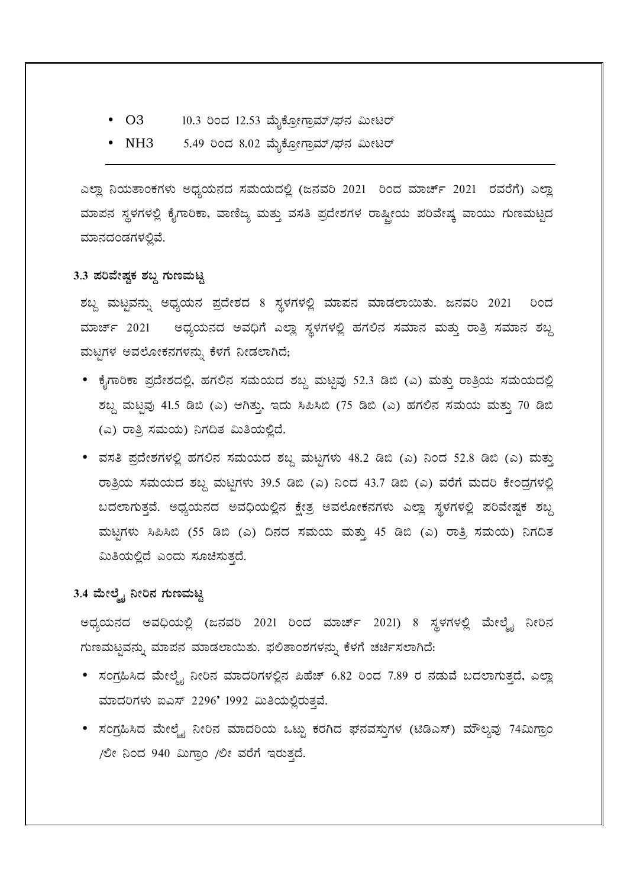- $O_3$ 10.3 ರಿಂದ 12.53 ಮೈಕ್ರೋಗ್ರಾಮ್/ಘನ ಮೀಟರ್
- $NH_3$ 5.49 ರಿಂದ 8.02 ಮೈಕ್ರೋಗ್ರಾಮ್/ಘನ ಮೀಟರ್

---

ಎಲ್ಲಾ ನಿಯತಾಂಕಗಳು ಅಧ್ಯಯನದ ಸಮಯದಲ್ಲಿ (ಜನವರಿ 2021 ರಿಂದ ಮಾರ್ಚ್ 2021 ರವರೆಗೆ) ಎಲ್ಲಾ ಮಾಪನ ಸ್ಥಳಗಳಲ್ಲಿ ಕೈಗಾರಿಕಾ, ವಾಣಿಜ್ಯ ಮತ್ತು ವಸತಿ ಪ್ರದೇಶಗಳ ರಾಷ್ಟ್ರೀಯ ಪರಿವೇಷ್ಠ ವಾಯು ಗುಣಮಟ್ಟದ ಮಾನದಂಡಗಳಲ್ಲಿವೆ.

### 3.3 ಪರಿವೇಷ್ಟಕ ಶಬ್ದ ಗುಣಮಟ್ಟ

ಶಬ್ದ ಮಟ್ಟವನ್ನು ಅಧ್ಯಯನ ಪ್ರದೇಶದ 8 ಸ್ಥಳಗಳಲ್ಲಿ ಮಾಪನ ಮಾಡಲಾಯಿತು. ಜನವರಿ 2021 ರಿಂದ ಮಾರ್ಚ್ 2021 ಅಧ್ಯಯನದ ಅವಧಿಗೆ ಎಲ್ಲಾ ಸ್ಥಳಗಳಲ್ಲಿ ಹಗಲಿನ ಸಮಾನ ಮತ್ತು ರಾತ್ರಿ ಸಮಾನ ಶಬ್ದ ಮಟ್ಟಗಳ ಅವಲೋಕನಗಳನ್ನು ಕೆಳಗೆ ನೀಡಲಾಗಿದೆ;

- ಕೈಗಾರಿಕಾ ಪ್ರದೇಶದಲ್ಲಿ, ಹಗಲಿನ ಸಮಯದ ಶಬ್ದ ಮಟ್ಟವು 52.3 ಡಿಬಿ (ಎ) ಮತ್ತು ರಾತ್ರಿಯ ಸಮಯದಲ್ಲಿ ಶಬ್ದ ಮಟ್ಟವು 41.5 ಡಿಬಿ (ಎ) ಆಗಿತ್ತು, ಇದು ಸಿಪಿಸಿಬಿ (75 ಡಿಬಿ (ಎ) ಹಗಲಿನ ಸಮಯ ಮತ್ತು 70 ಡಿಬಿ (ಎ) ರಾತ್ರಿ ಸಮಯ) ನಿಗದಿತ ಮಿತಿಯಲ್ಲಿದೆ.
- ವಸತಿ ಪ್ರದೇಶಗಳಲ್ಲಿ ಹಗಲಿನ ಸಮಯದ ಶಬ್ದ ಮಟ್ಟಗಳು 48.2 ಡಿಬಿ (ಎ) ನಿಂದ 52.8 ಡಿಬಿ (ಎ) ಮತ್ತು ರಾತ್ರಿಯ ಸಮಯದ ಶಬ್ದ ಮಟ್ಟಗಳು 39.5 ಡಿಬಿ (ಎ) ನಿಂದ 43.7 ಡಿಬಿ (ಎ) ವರೆಗೆ ಮದರಿ ಕೇಂದ್ರಗಳಲ್ಲಿ ಬದಲಾಗುತ್ತವೆ. ಅಧ್ಯಯನದ ಅವಧಿಯಲ್ಲಿನ ಕ್ಷೇತ್ರ ಅವಲೋಕನಗಳು ಎಲ್ಲಾ ಸ್ಥಳಗಳಲ್ಲಿ ಪರಿವೇಷ್ಟಕ ಶಬ್ದ ಮಟ್ಟಗಳು ಸಿಪಿಸಿಬಿ (55 ಡಿಬಿ (ಎ) ದಿನದ ಸಮಯ ಮತ್ತು 45 ಡಿಬಿ (ಎ) ರಾತ್ರಿ ಸಮಯ) ನಿಗದಿತ ಮಿತಿಯಲ್ಲಿದೆ ಎಂದು ಸೂಚಿಸುತ್ತದೆ.

### 3.4 ಮೇಲ್ಮೈ ನೀರಿನ ಗುಣಮಟ್ಟ

ಅಧ್ಯಯನದ ಅವಧಿಯಲ್ಲಿ (ಜನವರಿ 2021 ರಿಂದ ಮಾರ್ಚ್ 2021) 8 ಸ್ಥಳಗಳಲ್ಲಿ ಮೇಲ್ಮೈ ನೀರಿನ ಗುಣಮಟ್ಟವನ್ನು ಮಾಪನ ಮಾಡಲಾಯಿತು. ಫಲಿತಾಂಶಗಳನ್ನು ಕೆಳಗೆ ಚರ್ಚಿಸಲಾಗಿದೆ:

- ಸಂಗ್ರಹಿಸಿದ ಮೇಲ್ಮೈ ನೀರಿನ ಮಾದರಿಗಳಲ್ಲಿನ ಪಿಹೆಚ್ 6.82 ರಿಂದ 7.89 ರ ನಡುವೆ ಬದಲಾಗುತ್ತದೆ, ಎಲ್ಲಾ ಮಾದರಿಗಳು ಐಎಸ್ 2296' 1992 ಮಿತಿಯಲ್ಲಿರುತ್ತವೆ.
- ಸಂಗ್ರಹಿಸಿದ ಮೇಲ್ಮೈ ನೀರಿನ ಮಾದರಿಯ ಒಟ್ಟು ಕರಗಿದ ಘನವಸ್ತುಗಳ (ಟಿಡಿಎಸ್) ಮೌಲ್ಯವು 74ಮಿಗ್ರಾಂ /ಲೀ ನಿಂದ 940 ಮಿಗ್ರಾಂ /ಲೀ ವರೆಗೆ ಇರುತ್ತದೆ.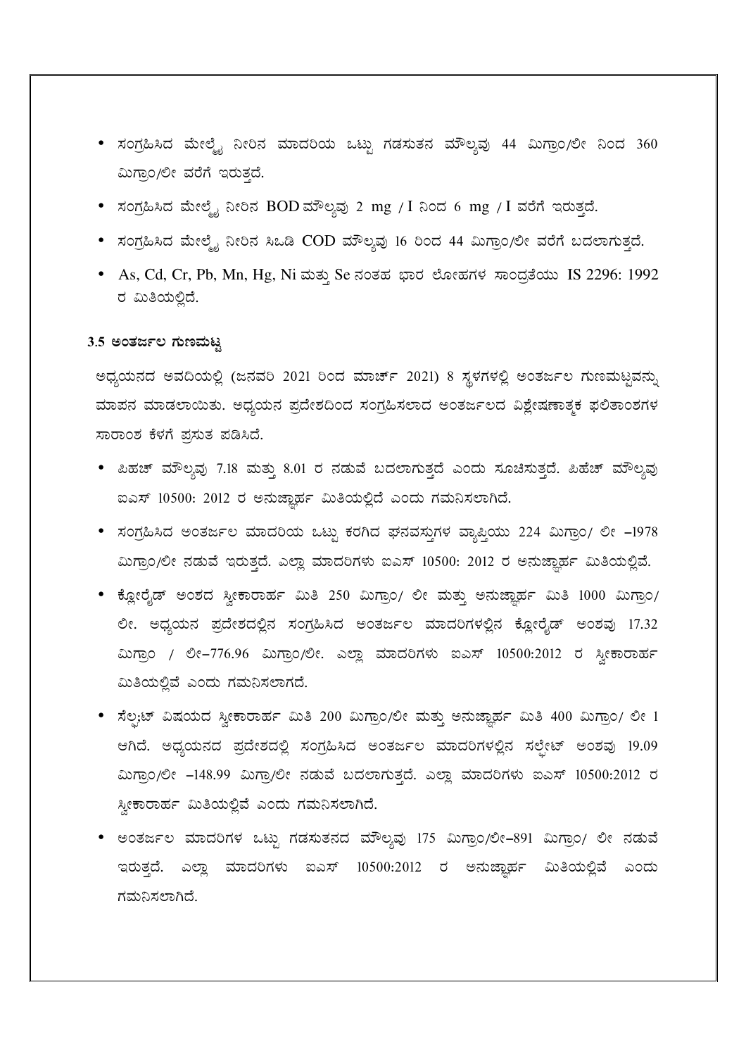- ಸಂಗ್ರಹಿಸಿದ ಮೇಲ್ಮೈ ನೀರಿನ ಮಾದರಿಯ ಒಟ್ಟು ಗಡಸುತನ ಮೌಲ್ಯವು 44 ಮಿಗ್ರಾಂ/ಲೀ ನಿಂದ 360 ಮಿಗ್ರಾಂ/ಲೀ ವರೆಗೆ ಇರುತ್ತದೆ.
- ಸಂಗ್ರಹಿಸಿದ ಮೇಲ್ಮೈ ನೀರಿನ BOD ಮೌಲ್ಯವು 2 mg / I ನಿಂದ 6 mg / I ವರೆಗೆ ಇರುತ್ತದೆ.
- ಸಂಗ್ರಹಿಸಿದ ಮೇಲ್ಮೈ ನೀರಿನ ಸಿಒಡಿ COD ಮೌಲ್ಯವು 16 ರಿಂದ 44 ಮಿಗ್ರಾಂ/ಲೀ ವರೆಗೆ ಬದಲಾಗುತ್ತದೆ.
- As, Cd, Cr, Pb, Mn, Hg, Ni ಮತ್ತು Se ನಂತಹ ಭಾರ ಲೋಹಗಳ ಸಾಂದ್ರತೆಯು IS 2296: 1992 ರ ಮಿತಿಯಲ್ಲಿದೆ.

### 3.5 ಅಂತರ್ಜಲ ಗುಣಮಟ್ಟ

ಅಧ್ಯಯನದ ಅವದಿಯಲ್ಲಿ (ಜನವರಿ 2021 ರಿಂದ ಮಾರ್ಚ್ 2021) 8 ಸ್ಥಳಗಳಲ್ಲಿ ಅಂತರ್ಜಲ ಗುಣಮಟ್ಟವನ್ನು ಮಾಪನ ಮಾಡಲಾಯಿತು. ಅಧ್ಯಯನ ಪ್ರದೇಶದಿಂದ ಸಂಗ್ರಹಿಸಲಾದ ಅಂತರ್ಜಲದ ವಿಶ್ಲೇಷಣಾತ್ಮಕ ಫಲಿತಾಂಶಗಳ ಸಾರಾಂಶ ಕೆಳಗೆ ಪ್ರಸುತ ಪಡಿಸಿದೆ.

- ಪಿಹೆಚ್ ಮೌಲ್ಯವು 7.18 ಮತ್ತು 8.01 ರ ನಡುವೆ ಬದಲಾಗುತ್ತದೆ ಎಂದು ಸೂಚಿಸುತ್ತದೆ. ಪಿಹೆಚ್ ಮೌಲ್ಯವು ಐಎಸ್ 10500: 2012 ರ ಅನುಜ್ಞಾರ್ಹ ಮಿತಿಯಲ್ಲಿದೆ ಎಂದು ಗಮನಿಸಲಾಗಿದೆ.
- ಸಂಗ್ರಹಿಸಿದ ಅಂತರ್ಜಲ ಮಾದರಿಯ ಒಟ್ಟು ಕರಗಿದ ಘನವಸ್ತುಗಳ ವ್ಯಾಪ್ತಿಯು 224 ಮಿಗ್ರಾಂ/ ಲೀ –1978 ಮಿಗ್ರಾಂ/ಲೀ ನಡುವೆ ಇರುತ್ತದೆ. ಎಲ್ಲಾ ಮಾದರಿಗಳು ಐಎಸ್ 10500: 2012 ರ ಅನುಜ್ಞಾರ್ಹ ಮಿತಿಯಲ್ಲಿವೆ.
- ಕ್ಲೋರೈಡ್ ಅಂಶದ ಸ್ವೀಕಾರಾರ್ಹ ಮಿತಿ 250 ಮಿಗ್ರಾಂ/ ಲೀ ಮತ್ತು ಅನುಜ್ಞಾರ್ಹ ಮಿತಿ 1000 ಮಿಗ್ರಾಂ/ ಲೀ. ಅಧ್ಯಯನ ಪ್ರದೇಶದಲ್ಲಿನ ಸಂಗ್ರಹಿಸಿದ ಅಂತರ್ಜಲ ಮಾದರಿಗಳಲ್ಲಿನ ಕ್ಲೋರೈಡ್ ಅಂಶವು 17.32 ಮಿಗ್ರಾಂ / ಲೀ–776.96 ಮಿಗ್ರಾಂ/ಲೀ. ಎಲ್ಲಾ ಮಾದರಿಗಳು ಐಎಸ್ 10500:2012 ರ ಸ್ವೀಕಾರಾರ್ಹ ಮಿತಿಯಲ್ಲಿವೆ ಎಂದು ಗಮನಿಸಲಾಗದೆ.
- ಸೆಲ್ಫೇಟ್ ವಿಷಯದ ಸ್ವೀಕಾರಾರ್ಹ ಮಿತಿ 200 ಮಿಗ್ರಾಂ/ಲೀ ಮತ್ತು ಅನುಜ್ಞಾರ್ಹ ಮಿತಿ 400 ಮಿಗ್ರಾಂ/ ಲೀ 1 ಆಗಿದೆ. ಅಧ್ಯಯನದ ಪ್ರದೇಶದಲ್ಲಿ ಸಂಗ್ರಹಿಸಿದ ಅಂತರ್ಜಲ ಮಾದರಿಗಳಲ್ಲಿನ ಸಲ್ಫೇಟ್ ಅಂಶವು 19.09 ಮಿಗ್ರಾಂ/ಲೀ –148.99 ಮಿಗ್ರಾ/ಲೀ ನಡುವೆ ಬದಲಾಗುತ್ತದೆ. ಎಲ್ಲಾ ಮಾದರಿಗಳು ಐಎಸ್ 10500:2012 ರ ಸ್ವೀಕಾರಾರ್ಹ ಮಿತಿಯಲ್ಲಿವೆ ಎಂದು ಗಮನಿಸಲಾಗಿದೆ.
- ಅಂತರ್ಜಲ ಮಾದರಿಗಳ ಒಟ್ಟು ಗಡಸುತನದ ಮೌಲ್ಯವು 175 ಮಿಗ್ರಾಂ/ಲೀ–891 ಮಿಗ್ರಾಂ/ ಲೀ ನಡುವೆ ಇರುತ್ತದೆ. ಎಲ್ಲಾ ಮಾದರಿಗಳು ಐಎಸ್ 10500:2012 ರ ಅನುಜ್ಞಾರ್ಹ ಮಿತಿಯಲ್ಲಿವೆ ಎಂದು ಗಮನಿಸಲಾಗಿದೆ.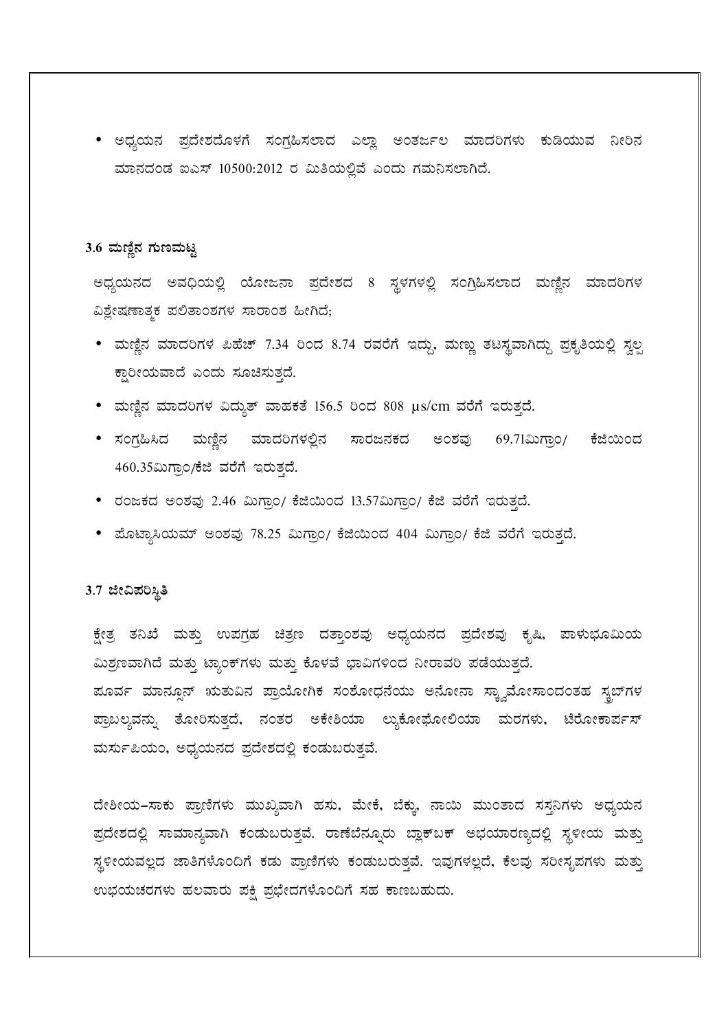- ಅಧ್ಯಯನ ಪ್ರದೇಶದೊಳಗೆ ಸಂಗ್ರಹಿಸಲಾದ ಎಲ್ಲಾ ಅಂತರ್ಜಲ ಮಾದರಿಗಳು ಕುಡಿಯುವ ನೀರಿನ ಮಾನದಂಡ ಐಎಸ್ 10500:2012 ರ ಮಿತಿಯಲ್ಲಿವೆ ಎಂದು ಗಮನಿಸಲಾಗಿದೆ.

### 3.6 ಮಣ್ಣಿನ ಗುಣಮಟ್ಟ

ಅಧ್ಯಯನದ ಅವಧಿಯಲ್ಲಿ ಯೋಜನಾ ಪ್ರದೇಶದ 8 ಸ್ಥಳಗಳಲ್ಲಿ ಸಂಗ್ರಹಿಸಲಾದ ಮಣ್ಣಿನ ಮಾದರಿಗಳ ವಿಶ್ಲೇಷಣಾತ್ಮಕ ಫಲಿತಾಂಶಗಳ ಸಾರಾಂಶ ಹೀಗಿದೆ;

- ಮಣ್ಣಿನ ಮಾದರಿಗಳ ಪಿಹೆಚ್ 7.34 ರಿಂದ 8.74 ರವರೆಗೆ ಇದ್ದು, ಮಣ್ಣು ತಟಸ್ಥವಾಗಿದ್ದು ಪ್ರಕೃತಿಯಲ್ಲಿ ಸ್ವಲ್ಪ ಕ್ಷಾರೀಯವಾದೆ ಎಂದು ಸೂಚಿಸುತ್ತದೆ.
- ಮಣ್ಣಿನ ಮಾದರಿಗಳ ವಿದ್ಯುತ್ ವಾಹಕತೆ 156.5 ರಿಂದ 808 µs/cm ವರೆಗೆ ಇರುತ್ತದೆ.
- ಸಂಗ್ರಹಿಸಿದ ಮಣ್ಣಿನ ಮಾದರಿಗಳಲ್ಲಿನ ಸಾರಜನಕದ ಅಂಶವು 69.71ಮಿಗ್ರಾಂ/ ಕೆಜಿಯಿಂದ 460.35ಮಿಗ್ರಾಂ/ಕೆಜಿ ವರೆಗೆ ಇರುತ್ತದೆ.
- ರಂಜಕದ ಅಂಶವು 2.46 ಮಿಗ್ರಾಂ/ ಕೆಜಿಯಿಂದ 13.57ಮಿಗ್ರಾಂ/ ಕೆಜಿ ವರೆಗೆ ಇರುತ್ತದೆ.
- ಪೊಟ್ಯಾಸಿಯಮ್ ಅಂಶವು 78.25 ಮಿಗ್ರಾಂ/ ಕೆಜಿಯಿಂದ 404 ಮಿಗ್ರಾಂ/ ಕೆಜಿ ವರೆಗೆ ಇರುತ್ತದೆ.

### 3.7 ಜೀವಿಪರಿಸ್ಥಿತಿ

ಕ್ಷೇತ್ರ ತನಿಖೆ ಮತ್ತು ಉಪಗ್ರಹ ಚಿತ್ರಣ ದತ್ತಾಂಶವು ಅಧ್ಯಯನದ ಪ್ರದೇಶವು ಕೃಷಿ, ಪಾಳುಭೂಮಿಯ ಮಿಶ್ರಣವಾಗಿದೆ ಮತ್ತು ಟ್ಯಾಂಕ್‌ಗಳು ಮತ್ತು ಕೊಳವೆ ಬಾವಿಗಳಿಂದ ನೀರಾವರಿ ಪಡೆಯುತ್ತದೆ.
ಪೂರ್ವ ಮಾನ್ಸೂನ್ ಋತುವಿನ ಪ್ರಾಯೋಗಿಕ ಸಂಶೋಧನೆಯು ಅನೋನಾ ಸ್ಕ್ವಾಮೋಸಾಂದಂತಹ ಸ್ಕ್ರಬ್‌ಗಳ ಪ್ರಾಬಲ್ಯವನ್ನು ತೋರಿಸುತ್ತದೆ, ನಂತರ ಅಕೇಶಿಯಾ ಲ್ಯುಕೋಫೋಲಿಯಾ ಮರಗಳು, ಟೆರೋಕಾರ್ಪಸ್ ಮರ್ಸುಪಿಯಂ, ಅಧ್ಯಯನದ ಪ್ರದೇಶದಲ್ಲಿ ಕಂಡುಬರುತ್ತವೆ.

ದೇಶೀಯ-ಸಾಕು ಪ್ರಾಣಿಗಳು ಮುಖ್ಯವಾಗಿ ಹಸು, ಮೇಕೆ, ಬೆಕ್ಕು, ನಾಯಿ ಮುಂತಾದ ಸಸ್ತನಿಗಳು ಅಧ್ಯಯನ ಪ್ರದೇಶದಲ್ಲಿ ಸಾಮಾನ್ಯವಾಗಿ ಕಂಡುಬರುತ್ತವೆ. ರಾಣೆಬೆನ್ನೂರು ಬ್ಲಾಕ್‌ಬಕ್ ಅಭಯಾರಣ್ಯದಲ್ಲಿ ಸ್ಥಳೀಯ ಮತ್ತು ಸ್ಥಳೀಯವಲ್ಲದ ಜಾತಿಗಳೊಂದಿಗೆ ಕಾಡು ಪ್ರಾಣಿಗಳು ಕಂಡುಬರುತ್ತವೆ. ಇವುಗಳಲ್ಲದೆ, ಕೆಲವು ಸರೀಸೃಪಗಳು ಮತ್ತು ಉಭಯಚರಗಳು ಹಲವಾರು ಪಕ್ಷಿ ಪ್ರಭೇದಗಳೊಂದಿಗೆ ಸಹ ಕಾಣಬಹುದು.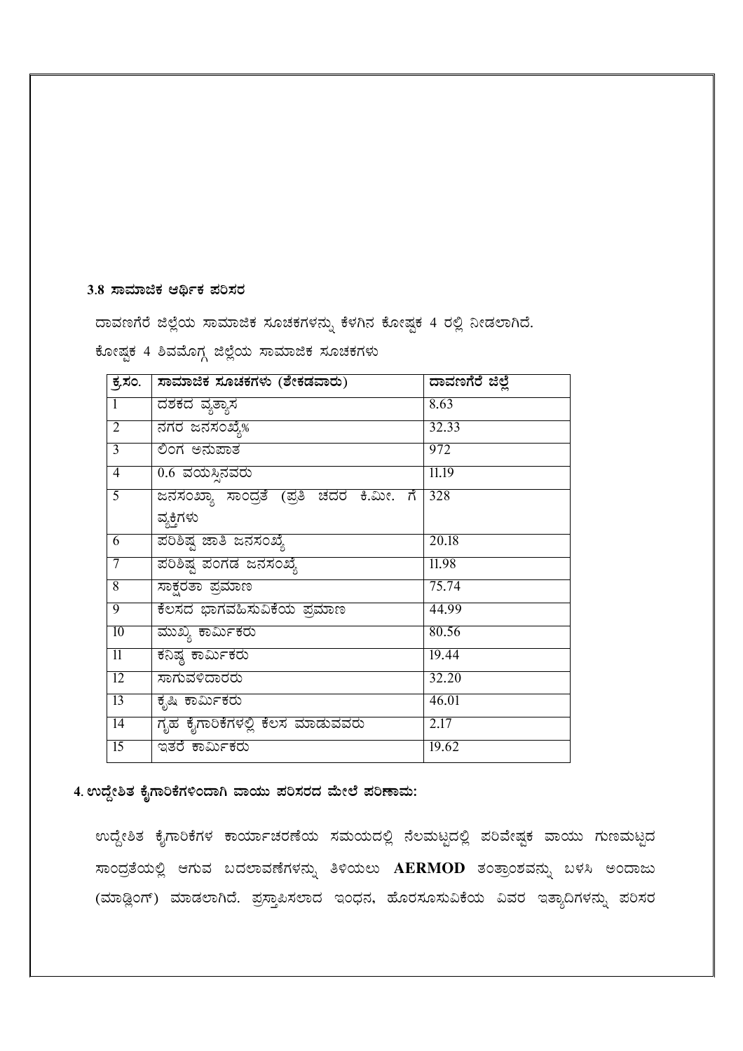### 3.8 ಸಾಮಾಜಿಕ ಆರ್ಥಿಕ ಪರಿಸರ

ದಾವಣಗೆರೆ ಜಿಲ್ಲೆಯ ಸಾಮಾಜಿಕ ಸೂಚಕಗಳನ್ನು ಕೆಳಗಿನ ಕೋಷ್ಟಕ 4 ರಲ್ಲಿ ನೀಡಲಾಗಿದೆ.

ಕೋಷ್ಟಕ 4 ಶಿವಮೊಗ್ಗ ಜಿಲ್ಲೆಯ ಸಾಮಾಜಿಕ ಸೂಚಕಗಳು

| ಕ್ರ.ಸಂ. | ಸಾಮಾಜಿಕ ಸೂಚಕಗಳು (ಶೇಕಡವಾರು) | ದಾವಣಗೆರೆ ಜಿಲ್ಲೆ |
|---|---|---|
| 1 | ದಶಕದ ವ್ಯತ್ಯಾಸ | 8.63 |
| 2 | ನಗರ ಜನಸಂಖ್ಯೆ% | 32.33 |
| 3 | ಲಿಂಗ ಅನುಪಾತ | 972 |
| 4 | 0.6 ವಯಸ್ಸಿನವರು | 11.19 |
| 5 | ಜನಸಂಖ್ಯಾ ಸಾಂದ್ರತೆ (ಪ್ರತಿ ಚದರ ಕಿ.ಮೀ. ಗೆ ವ್ಯಕ್ತಿಗಳು | 328 |
| 6 | ಪರಿಶಿಷ್ಟ ಜಾತಿ ಜನಸಂಖ್ಯೆ | 20.18 |
| 7 | ಪರಿಶಿಷ್ಟ ಪಂಗಡ ಜನಸಂಖ್ಯೆ | 11.98 |
| 8 | ಸಾಕ್ಷರತಾ ಪ್ರಮಾಣ | 75.74 |
| 9 | ಕೆಲಸದ ಭಾಗವಹಿಸುವಿಕೆಯ ಪ್ರಮಾಣ | 44.99 |
| 10 | ಮುಖ್ಯ ಕಾರ್ಮಿಕರು | 80.56 |
| 11 | ಕನಿಷ್ಠ ಕಾರ್ಮಿಕರು | 19.44 |
| 12 | ಸಾಗುವಳಿದಾರರು | 32.20 |
| 13 | ಕೃಷಿ ಕಾರ್ಮಿಕರು | 46.01 |
| 14 | ಗೃಹ ಕೈಗಾರಿಕೆಗಳಲ್ಲಿ ಕೆಲಸ ಮಾಡುವವರು | 2.17 |
| 15 | ಇತರೆ ಕಾರ್ಮಿಕರು | 19.62 |

## 4. ಉದ್ದೇಶಿತ ಕೈಗಾರಿಕೆಗಳಿಂದಾಗಿ ವಾಯು ಪರಿಸರದ ಮೇಲೆ ಪರಿಣಾಮ:

ಉದ್ದೇಶಿತ ಕೈಗಾರಿಕೆಗಳ ಕಾರ್ಯಾಚರಣೆಯ ಸಮಯದಲ್ಲಿ ನೆಲಮಟ್ಟದಲ್ಲಿ ಪರಿವೇಷ್ಟಕ ವಾಯು ಗುಣಮಟ್ಟದ ಸಾಂದ್ರತೆಯಲ್ಲಿ ಆಗುವ ಬದಲಾವಣೆಗಳನ್ನು ತಿಳಿಯಲು **AERMOD** ತಂತ್ರಾಂಶವನ್ನು ಬಳಸಿ ಅಂದಾಜು (ಮಾಡ್ಲಿಂಗ್) ಮಾಡಲಾಗಿದೆ. ಪ್ರಸ್ತಾಪಿಸಲಾದ ಇಂಧನ, ಹೊರಸೂಸುವಿಕೆಯ ವಿವರ ಇತ್ಯಾದಿಗಳನ್ನು ಪರಿಸರ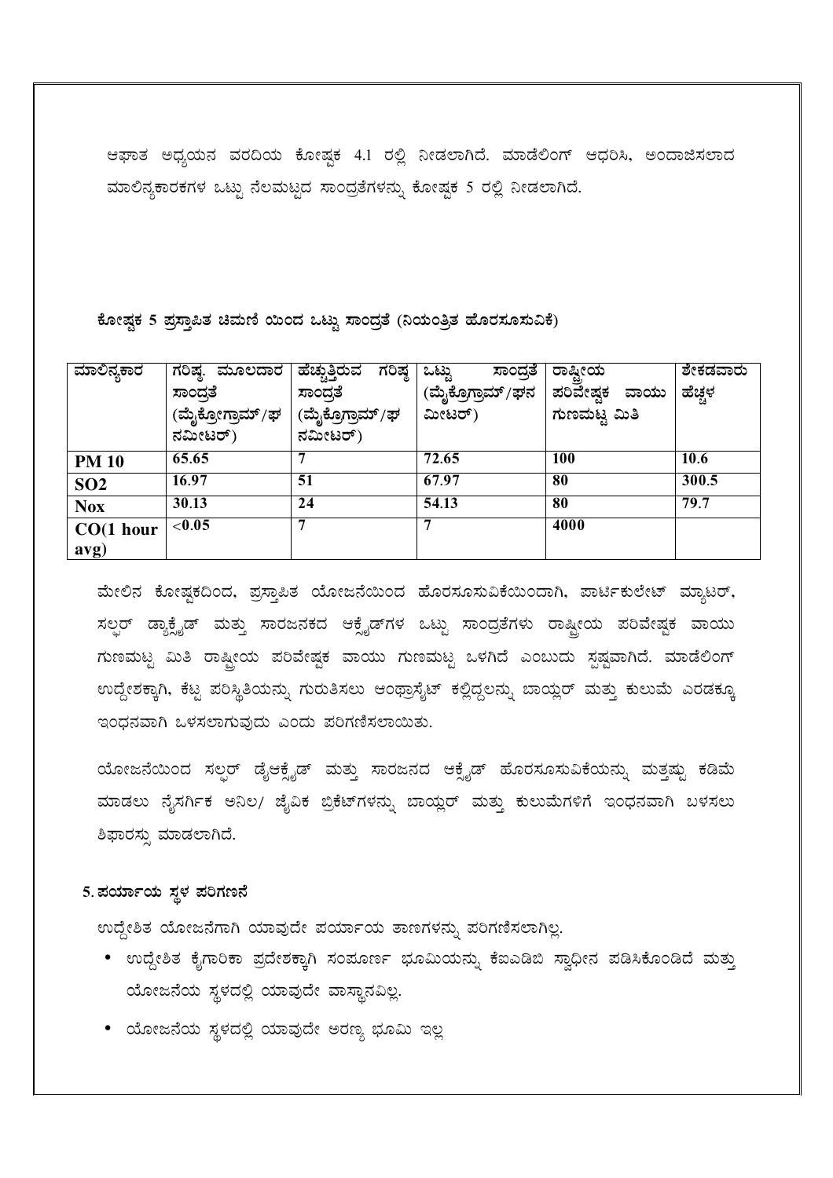ಆಘಾತ ಅಧ್ಯಯನ ವರದಿಯ ಕೋಷ್ಟಕ 4.1 ರಲ್ಲಿ ನೀಡಲಾಗಿದೆ. ಮಾಡೆಲಿಂಗ್ ಆಧರಿಸಿ, ಅಂದಾಜಿಸಲಾದ ಮಾಲಿನ್ಯಕಾರಕಗಳ ಒಟ್ಟು ನೆಲಮಟ್ಟದ ಸಾಂದ್ರತೆಗಳನ್ನು ಕೋಷ್ಟಕ 5 ರಲ್ಲಿ ನೀಡಲಾಗಿದೆ.

**ಕೋಷ್ಟಕ 5 ಪ್ರಸ್ತಾಪಿತ ಚಿಮಣಿ ಯಿಂದ ಒಟ್ಟು ಸಾಂದ್ರತೆ (ನಿಯಂತ್ರಿತ ಹೊರಸೂಸುವಿಕೆ)**

| ಮಾಲಿನ್ಯಕಾರ | ಗರಿಷ್ಠ ಮೂಲದಾರ ಸಾಂದ್ರತೆ (ಮೈಕ್ರೋಗ್ರಾಮ್/ಘನಮೀಟರ್) | ಹೆಚ್ಚುತ್ತಿರುವ ಗರಿಷ್ಠ ಸಾಂದ್ರತೆ (ಮೈಕ್ರೊಗ್ರಾಮ್/ಘನಮೀಟರ್) | ಒಟ್ಟು ಸಾಂದ್ರತೆ (ಮೈಕ್ರೊಗ್ರಾಮ್/ಘನ ಮೀಟರ್) | ರಾಷ್ಟ್ರೀಯ ಪರಿವೇಷ್ಟಕ ವಾಯು ಗುಣಮಟ್ಟ ಮಿತಿ | ಶೇಕಡವಾರು ಹೆಚ್ಚಳ |
|---|---|---|---|---|---|
| **PM 10** | **65.65** | **7** | **72.65** | **100** | **10.6** |
| **SO2** | **16.97** | **51** | **67.97** | **80** | **300.5** |
| **Nox** | **30.13** | **24** | **54.13** | **80** | **79.7** |
| **CO(1 hour avg)** | **<0.05** | **7** | **7** | **4000** | |

ಮೇಲಿನ ಕೋಷ್ಟಕದಿಂದ, ಪ್ರಸ್ತಾಪಿತ ಯೋಜನೆಯಿಂದ ಹೊರಸೂಸುವಿಕೆಯಿಂದಾಗಿ, ಪಾರ್ಟಿಕುಲೇಟ್ ಮ್ಯಾಟರ್, ಸಲ್ಫರ್ ಡ್ಯಾಕ್ಸೈಡ್ ಮತ್ತು ಸಾರಜನಕದ ಆಕ್ಸೈಡ್‌ಗಳ ಒಟ್ಟು ಸಾಂದ್ರತೆಗಳು ರಾಷ್ಟ್ರೀಯ ಪರಿವೇಷ್ಟಕ ವಾಯು ಗುಣಮಟ್ಟ ಮಿತಿ ರಾಷ್ಟ್ರೀಯ ಪರಿವೇಷ್ಟಕ ವಾಯು ಗುಣಮಟ್ಟ ಒಳಗಿದೆ ಎಂಬುದು ಸ್ಪಷ್ಟವಾಗಿದೆ. ಮಾಡೆಲಿಂಗ್ ಉದ್ದೇಶಕ್ಕಾಗಿ, ಕೆಟ್ಟ ಪರಿಸ್ಥಿತಿಯನ್ನು ಗುರುತಿಸಲು ಆಂಥ್ರಾಸೈಟ್ ಕಲ್ಲಿದ್ದಲನ್ನು ಬಾಯ್ಲರ್ ಮತ್ತು ಕುಲುಮೆ ಎರಡಕ್ಕೂ ಇಂಧನವಾಗಿ ಒಳಸಲಾಗುವುದು ಎಂದು ಪರಿಗಣಿಸಲಾಯಿತು.

ಯೋಜನೆಯಿಂದ ಸಲ್ಫರ್ ಡೈಆಕ್ಸೈಡ್ ಮತ್ತು ಸಾರಜನದ ಆಕ್ಸೈಡ್ ಹೊರಸೂಸುವಿಕೆಯನ್ನು ಮತ್ತಷ್ಟು ಕಡಿಮೆ ಮಾಡಲು ನೈಸರ್ಗಿಕ ಅನಿಲ/ ಜೈವಿಕ ಬ್ರಿಕೆಟ್‌ಗಳನ್ನು ಬಾಯ್ಲರ್ ಮತ್ತು ಕುಲುಮೆಗಳಿಗೆ ಇಂಧನವಾಗಿ ಬಳಸಲು ಶಿಫಾರಸ್ಸು ಮಾಡಲಾಗಿದೆ.

## 5. ಪರ್ಯಾಯ ಸ್ಥಳ ಪರಿಗಣನೆ

ಉದ್ದೇಶಿತ ಯೋಜನೆಗಾಗಿ ಯಾವುದೇ ಪರ್ಯಾಯ ತಾಣಗಳನ್ನು ಪರಿಗಣಿಸಲಾಗಿಲ್ಲ.

- ಉದ್ದೇಶಿತ ಕೈಗಾರಿಕಾ ಪ್ರದೇಶಕ್ಕಾಗಿ ಸಂಪೂರ್ಣ ಭೂಮಿಯನ್ನು ಕೆಐಎಡಿಬಿ ಸ್ವಾಧೀನ ಪಡಿಸಿಕೊಂಡಿದೆ ಮತ್ತು ಯೋಜನೆಯ ಸ್ಥಳದಲ್ಲಿ ಯಾವುದೇ ವಾಸ್ಥಾನವಿಲ್ಲ.
- ಯೋಜನೆಯ ಸ್ಥಳದಲ್ಲಿ ಯಾವುದೇ ಅರಣ್ಯ ಭೂಮಿ ಇಲ್ಲ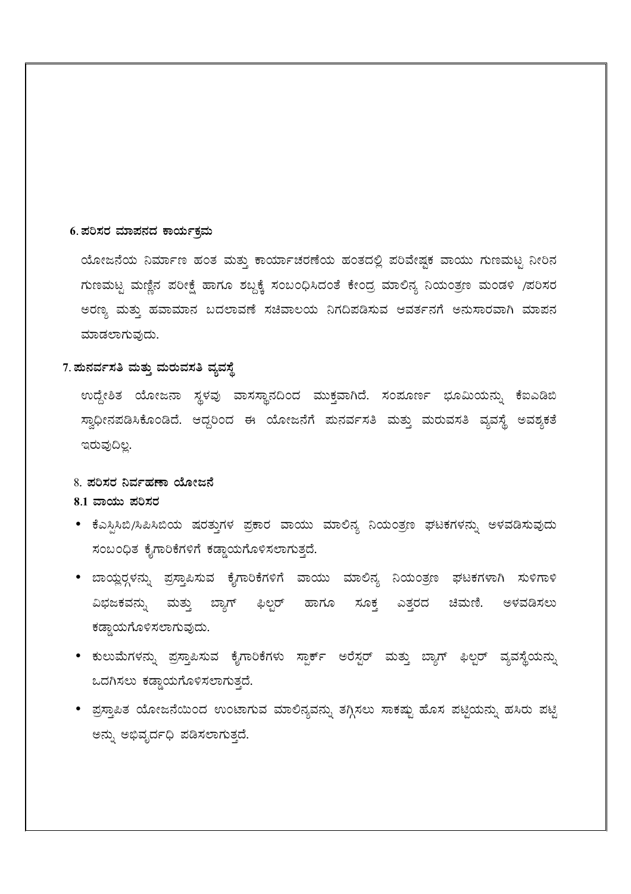## 6. ಪರಿಸರ ಮಾಪನದ ಕಾರ್ಯಕ್ರಮ

ಯೋಜನೆಯ ನಿರ್ಮಾಣ ಹಂತ ಮತ್ತು ಕಾರ್ಯಾಚರಣೆಯ ಹಂತದಲ್ಲಿ ಪರಿವೇಷ್ಟಕ ವಾಯು ಗುಣಮಟ್ಟ ನೀರಿನ ಗುಣಮಟ್ಟ ಮಣ್ಣಿನ ಪರೀಕ್ಷೆ ಹಾಗೂ ಶಬ್ದಕ್ಕೆ ಸಂಬಂಧಿಸಿದಂತೆ ಕೇಂದ್ರ ಮಾಲಿನ್ಯ ನಿಯಂತ್ರಣ ಮಂಡಳಿ /ಪರಿಸರ ಅರಣ್ಯ ಮತ್ತು ಹವಾಮಾನ ಬದಲಾವಣೆ ಸಚಿವಾಲಯ ನಿಗದಿಪಡಿಸುವ ಆವರ್ತನಗೆ ಅನುಸಾರವಾಗಿ ಮಾಪನ ಮಾಡಲಾಗುವುದು.

## 7. ಪುನರ್ವಸತಿ ಮತ್ತು ಮರುವಸತಿ ವ್ಯವಸ್ಥೆ

ಉದ್ದೇಶಿತ ಯೋಜನಾ ಸ್ಥಳವು ವಾಸಸ್ಥಾನದಿಂದ ಮುಕ್ತವಾಗಿದೆ. ಸಂಪೂರ್ಣ ಭೂಮಿಯನ್ನು ಕೆಐಎಡಿಬಿ ಸ್ವಾಧೀನಪಡಿಸಿಕೊಂಡಿದೆ. ಆದ್ದರಿಂದ ಈ ಯೋಜನೆಗೆ ಪುನರ್ವಸತಿ ಮತ್ತು ಮರುವಸತಿ ವ್ಯವಸ್ಥೆ ಅವಶ್ಯಕತೆ ಇರುವುದಿಲ್ಲ.

## 8. ಪರಿಸರ ನಿರ್ವಹಣಾ ಯೋಜನೆ

### 8.1 ವಾಯು ಪರಿಸರ

- ಕೆಎಸ್ಪಿಸಿಬಿ/ಸಿಪಿಸಿಬಿಯ ಷರತ್ತುಗಳ ಪ್ರಕಾರ ವಾಯು ಮಾಲಿನ್ಯ ನಿಯಂತ್ರಣ ಘಟಕಗಳನ್ನು ಅಳವಡಿಸುವುದು ಸಂಬಂಧಿತ ಕೈಗಾರಿಕೆಗಳಿಗೆ ಕಡ್ಡಾಯಗೊಳಿಸಲಾಗುತ್ತದೆ.
- ಬಾಯ್ಲರ್ಗಳನ್ನು ಪ್ರಸ್ತಾಪಿಸುವ ಕೈಗಾರಿಕೆಗಳಿಗೆ ವಾಯು ಮಾಲಿನ್ಯ ನಿಯಂತ್ರಣ ಘಟಕಗಳಾಗಿ ಸುಳಿಗಾಳಿ ವಿಭಜಕವನ್ನು ಮತ್ತು ಬ್ಯಾಗ್ ಫಿಲ್ಟರ್ ಹಾಗೂ ಸೂಕ್ತ ಎತ್ತರದ ಚಿಮಣಿ. ಅಳವಡಿಸಲು ಕಡ್ಡಾಯಗೊಳಿಸಲಾಗುವುದು.
- ಕುಲುಮೆಗಳನ್ನು ಪ್ರಸ್ತಾಪಿಸುವ ಕೈಗಾರಿಕೆಗಳು ಸ್ಪಾರ್ಕ್ ಅರೆಸ್ಟರ್ ಮತ್ತು ಬ್ಯಾಗ್ ಫಿಲ್ಟರ್ ವ್ಯವಸ್ಥೆಯನ್ನು ಒದಗಿಸಲು ಕಡ್ಡಾಯಗೊಳಿಸಲಾಗುತ್ತದೆ.
- ಪ್ರಸ್ತಾಪಿತ ಯೋಜನೆಯಿಂದ ಉಂಟಾಗುವ ಮಾಲಿನ್ಯವನ್ನು ತಗ್ಗಿಸಲು ಸಾಕಷ್ಟು ಹೊಸ ಪಟ್ಟಿಯನ್ನು ಹಸಿರು ಪಟ್ಟಿ ಅನ್ನು ಅಭಿವೃದ್ಧಿ ಪಡಿಸಲಾಗುತ್ತದೆ.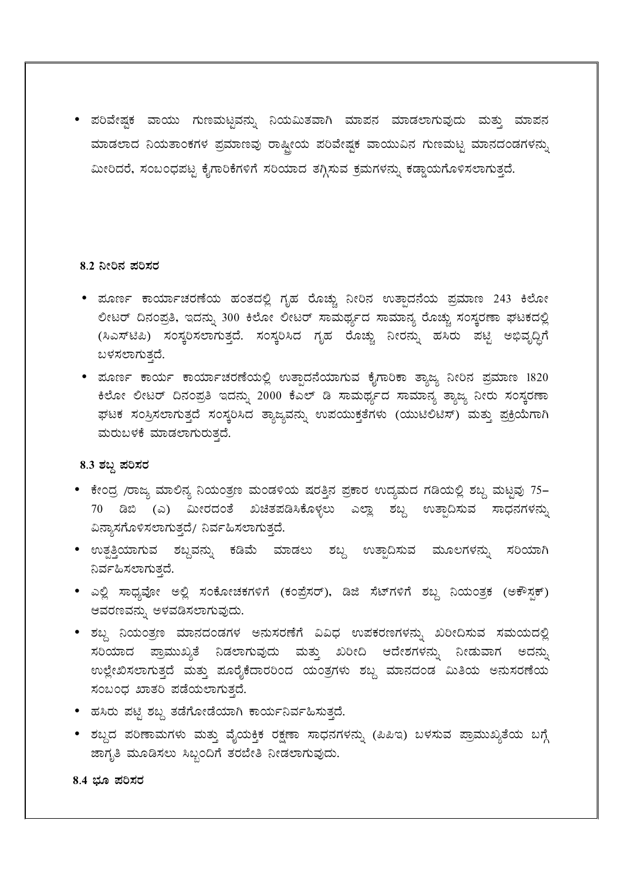- ಪರಿವೇಷ್ಟಕ ವಾಯು ಗುಣಮಟ್ಟವನ್ನು ನಿಯಮಿತವಾಗಿ ಮಾಪನ ಮಾಡಲಾಗುವುದು ಮತ್ತು ಮಾಪನ ಮಾಡಲಾದ ನಿಯತಾಂಕಗಳ ಪ್ರಮಾಣವು ರಾಷ್ಟ್ರೀಯ ಪರಿವೇಷ್ಟಕ ವಾಯುವಿನ ಗುಣಮಟ್ಟ ಮಾನದಂಡಗಳನ್ನು ಮೀರಿದರೆ, ಸಂಬಂಧಪಟ್ಟ ಕೈಗಾರಿಕೆಗಳಿಗೆ ಸರಿಯಾದ ತಗ್ಗಿಸುವ ಕ್ರಮಗಳನ್ನು ಕಡ್ಡಾಯಗೊಳಿಸಲಾಗುತ್ತದೆ.

### 8.2 ನೀರಿನ ಪರಿಸರ

- ಪೂರ್ಣ ಕಾರ್ಯಾಚರಣೆಯ ಹಂತದಲ್ಲಿ ಗೃಹ ರೊಚ್ಚು ನೀರಿನ ಉತ್ಪಾದನೆಯ ಪ್ರಮಾಣ 243 ಕಿಲೋ ಲೀಟರ್ ದಿನಂಪ್ರತಿ, ಇದನ್ನು 300 ಕಿಲೋ ಲೀಟರ್ ಸಾಮರ್ಥ್ಯದ ಸಾಮಾನ್ಯ ರೊಚ್ಚು ಸಂಸ್ಕರಣಾ ಘಟಕದಲ್ಲಿ (ಸಿಎಸ್‌ಟಿಪಿ) ಸಂಸ್ಕರಿಸಲಾಗುತ್ತದೆ. ಸಂಸ್ಕರಿಸಿದ ಗೃಹ ರೊಚ್ಚು ನೀರನ್ನು ಹಸಿರು ಪಟ್ಟಿ ಅಭಿವೃದ್ಧಿಗೆ ಬಳಸಲಾಗುತ್ತದೆ.
- ಪೂರ್ಣ ಕಾರ್ಯ ಕಾರ್ಯಾಚರಣೆಯಲ್ಲಿ ಉತ್ಪಾದನೆಯಾಗುವ ಕೈಗಾರಿಕಾ ತ್ಯಾಜ್ಯ ನೀರಿನ ಪ್ರಮಾಣ 1820 ಕಿಲೋ ಲೀಟರ್ ದಿನಂಪ್ರತಿ ಇದನ್ನು 2000 ಕೆಎಲ್ ಡಿ ಸಾಮರ್ಥ್ಯದ ಸಾಮಾನ್ಯ ತ್ಯಾಜ್ಯ ನೀರು ಸಂಸ್ಕರಣಾ ಘಟಕ ಸಂಸ್ಕಿಸಲಾಗುತ್ತದೆ ಸಂಸ್ಕರಿಸಿದ ತ್ಯಾಜ್ಯವನ್ನು ಉಪಯುಕ್ತತೆಗಳು (ಯುಟಿಲಿಟಿಸ್) ಮತ್ತು ಪ್ರಕ್ರಿಯೆಗಾಗಿ ಮರುಬಳಕೆ ಮಾಡಲಾಗುರುತ್ತದೆ.

### 8.3 ಶಬ್ದ ಪರಿಸರ

- ಕೇಂದ್ರ /ರಾಜ್ಯ ಮಾಲಿನ್ಯ ನಿಯಂತ್ರಣ ಮಂಡಳಿಯ ಷರತ್ತಿನ ಪ್ರಕಾರ ಉದ್ಯಮದ ಗಡಿಯಲ್ಲಿ ಶಬ್ದ ಮಟ್ಟವು 75–70 ಡಿಬಿ (ಎ) ಮೀರದಂತೆ ಖಚಿತಪಡಿಸಿಕೊಳ್ಳಲು ಎಲ್ಲಾ ಶಬ್ದ ಉತ್ಪಾದಿಸುವ ಸಾಧನಗಳನ್ನು ವಿನ್ಯಾಸಗೊಳಿಸಲಾಗುತ್ತದೆ/ ನಿರ್ವಹಿಸಲಾಗುತ್ತದೆ.
- ಉತ್ಪತ್ತಿಯಾಗುವ ಶಬ್ದವನ್ನು ಕಡಿಮೆ ಮಾಡಲು ಶಬ್ದ ಉತ್ಪಾದಿಸುವ ಮೂಲಗಳನ್ನು ಸರಿಯಾಗಿ ನಿರ್ವಹಿಸಲಾಗುತ್ತದೆ.
- ಎಲ್ಲಿ ಸಾಧ್ಯವೋ ಅಲ್ಲಿ ಸಂಕೋಚಕಗಳಿಗೆ (ಕಂಪ್ರೆಸರ್), ಡಿಜಿ ಸೆಟ್‌ಗಳಿಗೆ ಶಬ್ದ ನಿಯಂತ್ರಕ (ಅಕೌಸ್ಟಿಕ್) ಆವರಣವನ್ನು ಅಳವಡಿಸಲಾಗುವುದು.
- ಶಬ್ದ ನಿಯಂತ್ರಣ ಮಾನದಂಡಗಳ ಅನುಸರಣೆಗೆ ವಿವಿಧ ಉಪಕರಣಗಳನ್ನು ಖರೀದಿಸುವ ಸಮಯದಲ್ಲಿ ಸರಿಯಾದ ಪ್ರಾಮುಖ್ಯತೆ ನಿಡಲಾಗುವುದು ಮತ್ತು ಖರೀದಿ ಆದೇಶಗಳನ್ನು ನೀಡುವಾಗ ಅದನ್ನು ಉಲ್ಲೇಖಿಸಲಾಗುತ್ತದೆ ಮತ್ತು ಪೂರೈಕೆದಾರರಿಂದ ಯಂತ್ರಗಳು ಶಬ್ದ ಮಾನದಂಡ ಮಿತಿಯ ಅನುಸರಣೆಯ ಸಂಬಂಧ ಖಾತರಿ ಪಡೆಯಲಾಗುತ್ತದೆ.
- ಹಸಿರು ಪಟ್ಟಿ ಶಬ್ದ ತಡೆಗೋಡೆಯಾಗಿ ಕಾರ್ಯನಿರ್ವಹಿಸುತ್ತದೆ.
- ಶಬ್ದದ ಪರಿಣಾಮಗಳು ಮತ್ತು ವೈಯಕ್ತಿಕ ರಕ್ಷಣಾ ಸಾಧನಗಳನ್ನು (ಪಿಪಿಇ) ಬಳಸುವ ಪ್ರಾಮುಖ್ಯತೆಯ ಬಗ್ಗೆ ಜಾಗೃತಿ ಮೂಡಿಸಲು ಸಿಬ್ಬಂದಿಗೆ ತರಬೇತಿ ನೀಡಲಾಗುವುದು.

### 8.4 ಭೂ ಪರಿಸರ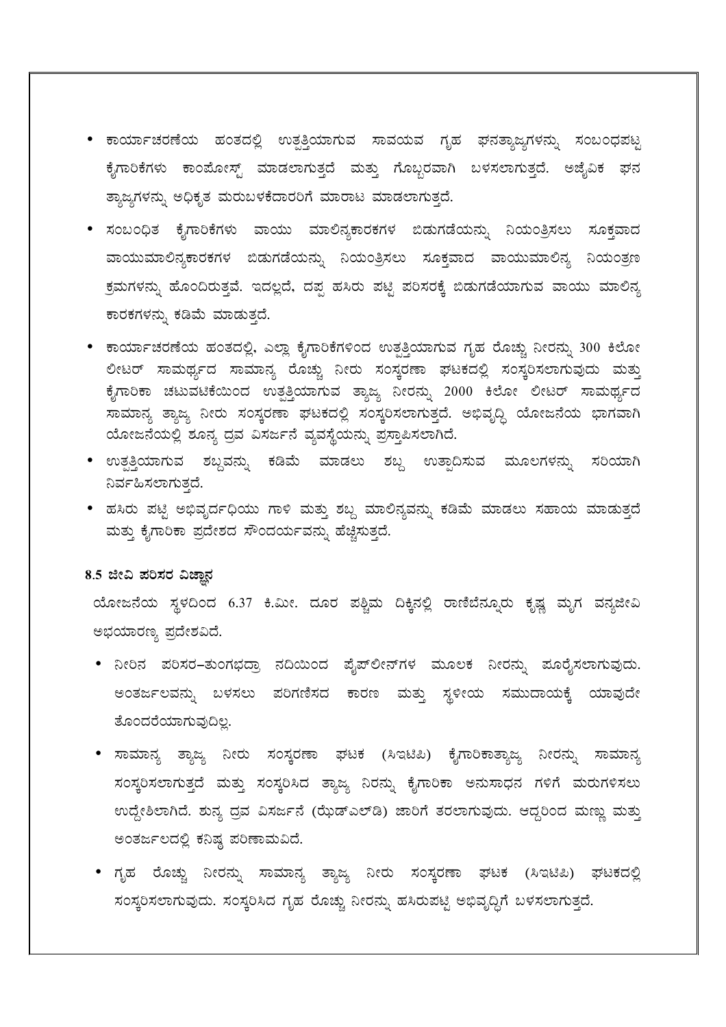- ಕಾರ್ಯಾಚರಣೆಯ ಹಂತದಲ್ಲಿ ಉತ್ಪತ್ತಿಯಾಗುವ ಸಾವಯವ ಗೃಹ ಘನತ್ಯಾಜ್ಯಗಳನ್ನು ಸಂಬಂಧಪಟ್ಟ ಕೈಗಾರಿಕೆಗಳು ಕಾಂಪೋಸ್ಟ್ ಮಾಡಲಾಗುತ್ತದೆ ಮತ್ತು ಗೊಬ್ಬರವಾಗಿ ಬಳಸಲಾಗುತ್ತದೆ. ಅಜೈವಿಕ ಘನ ತ್ಯಾಜ್ಯಗಳನ್ನು ಅಧಿಕೃತ ಮರುಬಳಕೆದಾರರಿಗೆ ಮಾರಾಟ ಮಾಡಲಾಗುತ್ತದೆ.
- ಸಂಬಂಧಿತ ಕೈಗಾರಿಕೆಗಳು ವಾಯು ಮಾಲಿನ್ಯಕಾರಕಗಳ ಬಿಡುಗಡೆಯನ್ನು ನಿಯಂತ್ರಿಸಲು ಸೂಕ್ತವಾದ ವಾಯುಮಾಲಿನ್ಯಕಾರಕಗಳ ಬಿಡುಗಡೆಯನ್ನು ನಿಯಂತ್ರಿಸಲು ಸೂಕ್ತವಾದ ವಾಯುಮಾಲಿನ್ಯ ನಿಯಂತ್ರಣ ಕ್ರಮಗಳನ್ನು ಹೊಂದಿರುತ್ತವೆ. ಇದಲ್ಲದೆ, ದಪ್ಪ ಹಸಿರು ಪಟ್ಟಿ ಪರಿಸರಕ್ಕೆ ಬಿಡುಗಡೆಯಾಗುವ ವಾಯು ಮಾಲಿನ್ಯ ಕಾರಕಗಳನ್ನು ಕಡಿಮೆ ಮಾಡುತ್ತದೆ.
- ಕಾರ್ಯಾಚರಣೆಯ ಹಂತದಲ್ಲಿ, ಎಲ್ಲಾ ಕೈಗಾರಿಕೆಗಳಿಂದ ಉತ್ಪತ್ತಿಯಾಗುವ ಗೃಹ ರೊಚ್ಚು ನೀರನ್ನು 300 ಕಿಲೋ ಲೀಟರ್ ಸಾಮರ್ಥ್ಯದ ಸಾಮಾನ್ಯ ರೊಚ್ಚು ನೀರು ಸಂಸ್ಕರಣಾ ಘಟಕದಲ್ಲಿ ಸಂಸ್ಕರಿಸಲಾಗುವುದು ಮತ್ತು ಕೈಗಾರಿಕಾ ಚಟುವಟಿಕೆಯಿಂದ ಉತ್ಪತ್ತಿಯಾಗುವ ತ್ಯಾಜ್ಯ ನೀರನ್ನು 2000 ಕಿಲೋ ಲೀಟರ್ ಸಾಮರ್ಥ್ಯದ ಸಾಮಾನ್ಯ ತ್ಯಾಜ್ಯ ನೀರು ಸಂಸ್ಕರಣಾ ಘಟಕದಲ್ಲಿ ಸಂಸ್ಕರಿಸಲಾಗುತ್ತದೆ. ಅಭಿವೃದ್ಧಿ ಯೋಜನೆಯ ಭಾಗವಾಗಿ ಯೋಜನೆಯಲ್ಲಿ ಶೂನ್ಯ ದ್ರವ ವಿಸರ್ಜನೆ ವ್ಯವಸ್ಥೆಯನ್ನು ಪ್ರಸ್ತಾಪಿಸಲಾಗಿದೆ.
- ಉತ್ಪತ್ತಿಯಾಗುವ ಶಬ್ದವನ್ನು ಕಡಿಮೆ ಮಾಡಲು ಶಬ್ದ ಉತ್ಪಾದಿಸುವ ಮೂಲಗಳನ್ನು ಸರಿಯಾಗಿ ನಿರ್ವಹಿಸಲಾಗುತ್ತದೆ.
- ಹಸಿರು ಪಟ್ಟಿ ಅಭಿವೃರ್ದಧಿಯು ಗಾಳಿ ಮತ್ತು ಶಬ್ದ ಮಾಲಿನ್ಯವನ್ನು ಕಡಿಮೆ ಮಾಡಲು ಸಹಾಯ ಮಾಡುತ್ತದೆ ಮತ್ತು ಕೈಗಾರಿಕಾ ಪ್ರದೇಶದ ಸೌಂದರ್ಯವನ್ನು ಹೆಚ್ಚಿಸುತ್ತದೆ.

### 8.5 ಜೀವಿ ಪರಿಸರ ವಿಜ್ಞಾನ

ಯೋಜನೆಯ ಸ್ಥಳದಿಂದ 6.37 ಕಿ.ಮೀ. ದೂರ ಪಶ್ಚಿಮ ದಿಕ್ಕಿನಲ್ಲಿ ರಾಣಿಬೆನ್ನೂರು ಕೃಷ್ಣ ಮೃಗ ವನ್ಯಜೀವಿ ಅಭಯಾರಣ್ಯ ಪ್ರದೇಶವಿದೆ.

- ನೀರಿನ ಪರಿಸರ–ತುಂಗಭದ್ರಾ ನದಿಯಿಂದ ಪೈಪ್‌ಲೀನ್‌ಗಳ ಮೂಲಕ ನೀರನ್ನು ಪೂರೈಸಲಾಗುವುದು. ಅಂತರ್ಜಲವನ್ನು ಬಳಸಲು ಪರಿಗಣಿಸದ ಕಾರಣ ಮತ್ತು ಸ್ಥಳೀಯ ಸಮುದಾಯಕ್ಕೆ ಯಾವುದೇ ತೊಂದರೆಯಾಗುವುದಿಲ್ಲ.
- ಸಾಮಾನ್ಯ ತ್ಯಾಜ್ಯ ನೀರು ಸಂಸ್ಕರಣಾ ಘಟಕ (ಸಿಇಟಿಪಿ) ಕೈಗಾರಿಕಾತ್ಯಾಜ್ಯ ನೀರನ್ನು ಸಾಮಾನ್ಯ ಸಂಸ್ಕರಿಸಲಾಗುತ್ತದೆ ಮತ್ತು ಸಂಸ್ಕರಿಸಿದ ತ್ಯಾಜ್ಯ ನಿರನ್ನು ಕೈಗಾರಿಕಾ ಅನುಸಾಧನ ಗಳಿಗೆ ಮರುಗಳಿಸಲು ಉದ್ದೇಶಿಲಾಗಿದೆ. ಶುನ್ಯ ದ್ರವ ವಿಸರ್ಜನೆ (ಝೆಡ್‌ಎಲ್‌ಡಿ) ಜಾರಿಗೆ ತರಲಾಗುವುದು. ಆದ್ದರಿಂದ ಮಣ್ಣು ಮತ್ತು ಅಂತರ್ಜಲದಲ್ಲಿ ಕನಿಷ್ಠ ಪರಿಣಾಮವಿದೆ.
- ಗೃಹ ರೊಚ್ಚು ನೀರನ್ನು ಸಾಮಾನ್ಯ ತ್ಯಾಜ್ಯ ನೀರು ಸಂಸ್ಕರಣಾ ಘಟಕ (ಸಿಇಟಿಪಿ) ಘಟಕದಲ್ಲಿ ಸಂಸ್ಕರಿಸಲಾಗುವುದು. ಸಂಸ್ಕರಿಸಿದ ಗೃಹ ರೊಚ್ಚು ನೀರನ್ನು ಹಸಿರುಪಟ್ಟಿ ಅಭಿವೃದ್ಧಿಗೆ ಬಳಸಲಾಗುತ್ತದೆ.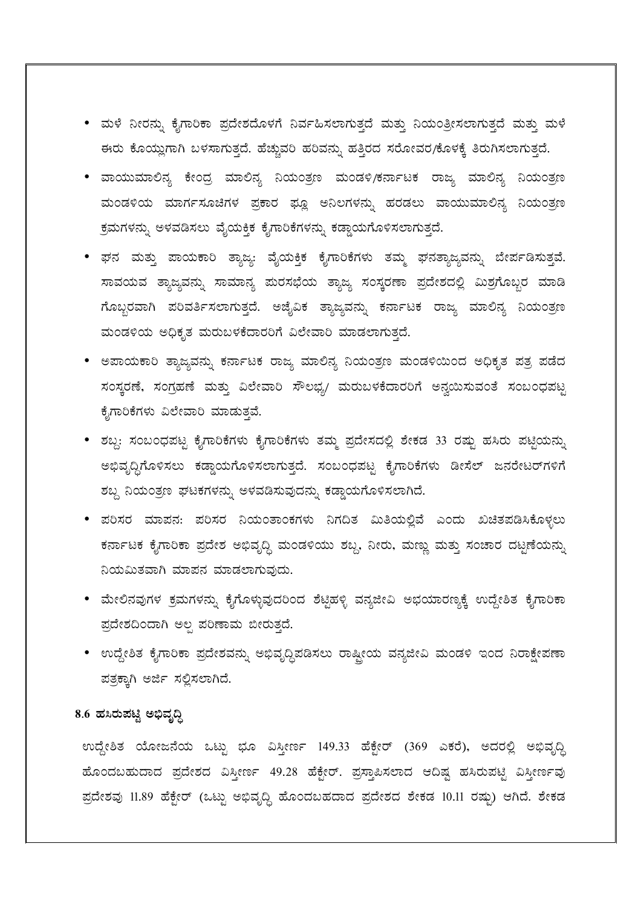- ಮಳೆ ನೀರನ್ನು ಕೈಗಾರಿಕಾ ಪ್ರದೇಶದೊಳಗೆ ನಿರ್ವಹಿಸಲಾಗುತ್ತದೆ ಮತ್ತು ನಿಯಂತ್ರೀಸಲಾಗುತ್ತದೆ ಮತ್ತು ಮಳೆ ಈರು ಕೊಯ್ಲುಗಾಗಿ ಬಳಸಾಗುತ್ತದೆ. ಹೆಚ್ಚುವರಿ ಹರಿವನ್ನು ಹತ್ತಿರದ ಸರೋವರ/ಕೊಳಕ್ಕೆ ತಿರುಗಿಸಲಾಗುತ್ತದೆ.
- ವಾಯುಮಾಲಿನ್ಯ ಕೇಂದ್ರ ಮಾಲಿನ್ಯ ನಿಯಂತ್ರಣ ಮಂಡಳಿ/ಕರ್ನಾಟಕ ರಾಜ್ಯ ಮಾಲಿನ್ಯ ನಿಯಂತ್ರಣ ಮಂಡಳಿಯ ಮಾರ್ಗಸೂಚಿಗಳ ಪ್ರಕಾರ ಫ್ಲೂ ಅನಿಲಗಳನ್ನು ಹರಡಲು ವಾಯುಮಾಲಿನ್ಯ ನಿಯಂತ್ರಣ ಕ್ರಮಗಳನ್ನು ಅಳವಡಿಸಲು ವೈಯಕ್ತಿಕ ಕೈಗಾರಿಕೆಗಳನ್ನು ಕಡ್ಡಾಯಗೊಳಿಸಲಾಗುತ್ತದೆ.
- ಘನ ಮತ್ತು ಪಾಯಕಾರಿ ತ್ಯಾಜ್ಯ: ವೈಯಕ್ತಿಕ ಕೈಗಾರಿಕೆಗಳು ತಮ್ಮ ಘನತ್ಯಾಜ್ಯವನ್ನು ಬೇರ್ಪಡಿಸುತ್ತವೆ. ಸಾವಯವ ತ್ಯಾಜ್ಯವನ್ನು ಸಾಮಾನ್ಯ ಪುರಸಭೆಯ ತ್ಯಾಜ್ಯ ಸಂಸ್ಕರಣಾ ಪ್ರದೇಶದಲ್ಲಿ ಮಿಶ್ರಗೊಬ್ಬರ ಮಾಡಿ ಗೊಬ್ಬರವಾಗಿ ಪರಿವರ್ತಿಸಲಾಗುತ್ತದೆ. ಅಜೈವಿಕ ತ್ಯಾಜ್ಯವನ್ನು ಕರ್ನಾಟಕ ರಾಜ್ಯ ಮಾಲಿನ್ಯ ನಿಯಂತ್ರಣ ಮಂಡಳಿಯ ಅಧಿಕೃತ ಮರುಬಳಕೆದಾರರಿಗೆ ವಿಲೇವಾರಿ ಮಾಡಲಾಗುತ್ತದೆ.
- ಅಪಾಯಕಾರಿ ತ್ಯಾಜ್ಯವನ್ನು ಕರ್ನಾಟಕ ರಾಜ್ಯ ಮಾಲಿನ್ಯ ನಿಯಂತ್ರಣ ಮಂಡಳಿಯಿಂದ ಅಧಿಕೃತ ಪತ್ರ ಪಡೆದ ಸಂಸ್ಕರಣೆ, ಸಂಗ್ರಹಣೆ ಮತ್ತು ವಿಲೇವಾರಿ ಸೌಲಭ್ಯ/ ಮರುಬಳಕೆದಾರರಿಗೆ ಅನ್ವಯಿಸುವಂತೆ ಸಂಬಂಧಪಟ್ಟ ಕೈಗಾರಿಕೆಗಳು ವಿಲೇವಾರಿ ಮಾಡುತ್ತವೆ.
- ಶಬ್ದ: ಸಂಬಂಧಪಟ್ಟ ಕೈಗಾರಿಕೆಗಳು ಕೈಗಾರಿಕೆಗಳು ತಮ್ಮ ಪ್ರದೇಸದಲ್ಲಿ ಶೇಕಡ 33 ರಷ್ಟು ಹಸಿರು ಪಟ್ಟಿಯನ್ನು ಅಭಿವೃದ್ಧಿಗೊಳಿಸಲು ಕಡ್ಡಾಯಗೊಳಿಸಲಾಗುತ್ತದೆ. ಸಂಬಂಧಪಟ್ಟ ಕೈಗಾರಿಕೆಗಳು ಡೀಸೆಲ್ ಜನರೇಟರ್‌ಗಳಿಗೆ ಶಬ್ದ ನಿಯಂತ್ರಣ ಘಟಕಗಳನ್ನು ಅಳವಡಿಸುವುದನ್ನು ಕಡ್ಡಾಯಗೊಳಿಸಲಾಗಿದೆ.
- ಪರಿಸರ ಮಾಪನ: ಪರಿಸರ ನಿಯಂತಾಂಕಗಳು ನಿಗದಿತ ಮಿತಿಯಲ್ಲಿವೆ ಎಂದು ಖಚಿತಪಡಿಸಿಕೊಳ್ಳಲು ಕರ್ನಾಟಕ ಕೈಗಾರಿಕಾ ಪ್ರದೇಶ ಅಭಿವೃದ್ಧಿ ಮಂಡಳಿಯು ಶಬ್ದ, ನೀರು, ಮಣ್ಣು ಮತ್ತು ಸಂಚಾರ ದಟ್ಟಣೆಯನ್ನು ನಿಯಮಿತವಾಗಿ ಮಾಪನ ಮಾಡಲಾಗುವುದು.
- ಮೇಲಿನವುಗಳ ಕ್ರಮಗಳನ್ನು ಕೈಗೊಳ್ಳುವುದರಿಂದ ಶೆಟ್ಟಿಹಳ್ಳಿ ವನ್ಯಜೀವಿ ಅಭಯಾರಣ್ಯಕ್ಕೆ ಉದ್ದೇಶಿತ ಕೈಗಾರಿಕಾ ಪ್ರದೇಶದಿಂದಾಗಿ ಅಲ್ಪ ಪರಿಣಾಮ ಬೀರುತ್ತದೆ.
- ಉದ್ದೇಶಿತ ಕೈಗಾರಿಕಾ ಪ್ರದೇಶವನ್ನು ಅಭಿವೃದ್ಧಿಪಡಿಸಲು ರಾಷ್ಟ್ರೀಯ ವನ್ಯಜೀವಿ ಮಂಡಳಿ ಇಂದ ನಿರಾಕ್ಷೇಪಣಾ ಪತ್ರಕ್ಕಾಗಿ ಅರ್ಜಿ ಸಲ್ಲಿಸಲಾಗಿದೆ.

### 8.6 ಹಸಿರುಪಟ್ಟಿ ಅಭಿವೃದ್ಧಿ

ಉದ್ದೇಶಿತ ಯೋಜನೆಯ ಒಟ್ಟು ಭೂ ವಿಸ್ತೀರ್ಣ 149.33 ಹೆಕ್ಟೇರ್ (369 ಎಕರೆ), ಅದರಲ್ಲಿ ಅಭಿವೃದ್ಧಿ ಹೊಂದಬಹುದಾದ ಪ್ರದೇಶದ ವಿಸ್ತೀರ್ಣ 49.28 ಹೆಕ್ಟೇರ್. ಪ್ರಸ್ತಾಪಿಸಲಾದ ಆದಿಷ್ಟ ಹಸಿರುಪಟ್ಟಿ ವಿಸ್ತೀರ್ಣವು ಪ್ರದೇಶವು 11.89 ಹೆಕ್ಟೇರ್ (ಒಟ್ಟು ಅಭಿವೃದ್ಧಿ ಹೊಂದಬಹುದಾದ ಪ್ರದೇಶದ ಶೇಕಡ 10.11 ರಷ್ಟು) ಆಗಿದೆ. ಶೇಕಡ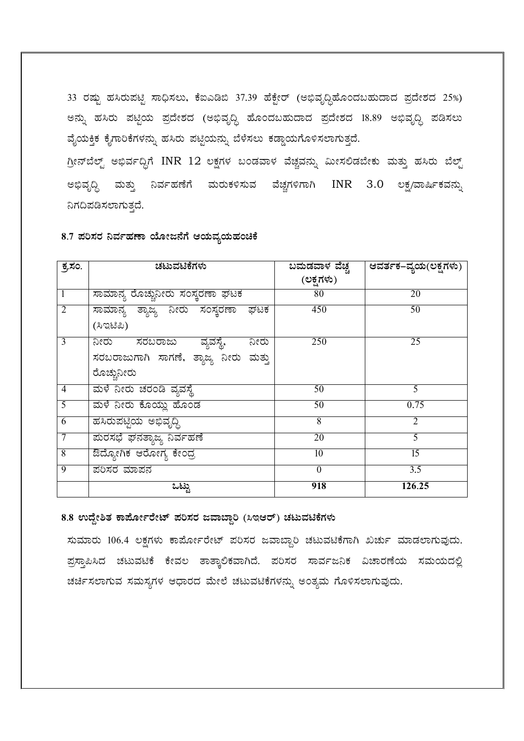33 ರಷ್ಟು ಹಸಿರುಪಟ್ಟಿ ಸಾಧಿಸಲು, ಕೆಐಎಡಿಬಿ 37.39 ಹೆಕ್ಟೇರ್ (ಅಭಿವೃದ್ಧಿಹೊಂದಬಹುದಾದ ಪ್ರದೇಶದ 25%) ಅನ್ನು ಹಸಿರು ಪಟ್ಟಿಯ ಪ್ರದೇಶದ (ಅಭಿವೃದ್ಧಿ ಹೊಂದಬಹುದಾದ ಪ್ರದೇಶದ 18.89 ಅಭಿವೃದ್ಧಿ ಪಡಿಸಲು ವೈಯಕ್ತಿಕ ಕೈಗಾರಿಕೆಗಳನ್ನು ಹಸಿರು ಪಟ್ಟಿಯನ್ನು ಬೆಳೆಸಲು ಕಡ್ಡಾಯಗೊಳಿಸಲಾಗುತ್ತದೆ.

ಗ್ರೀನ್‌ಬೆಲ್ಟ್ ಅಭಿವರ್ಧಿಗೆ INR 12 ಲಕ್ಷಗಳ ಬಂಡವಾಳ ವೆಚ್ಚವನ್ನು ಮೀಸಲಿಡಬೇಕು ಮತ್ತು ಹಸಿರು ಬೆಲ್ಟ್ ಅಭಿವೃದ್ಧಿ ಮತ್ತು ನಿರ್ವಹಣೆಗೆ ಮರುಕಳಿಸುವ ವೆಚ್ಚಗಳಿಗಾಗಿ INR 3.0 ಲಕ್ಷ/ವಾರ್ಷಿಕವನ್ನು ನಿಗದಿಪಡಿಸಲಾಗುತ್ತದೆ.

### 8.7 ಪರಿಸರ ನಿರ್ವಹಣಾ ಯೋಜನೆಗೆ ಆಯವ್ಯಯಹಂಚಿಕೆ

| ಕ್ರ.ಸಂ. | ಚಟುವಟಿಕೆಗಳು | ಬಮಡವಾಳ ವೆಚ್ಚ (ಲಕ್ಷಗಳು) | ಆವರ್ತಕ–ವ್ಯಯ(ಲಕ್ಷಗಳು) |
|---|---|---|---|
| 1 | ಸಾಮಾನ್ಯ ರೊಚ್ಚುನೀರು ಸಂಸ್ಕರಣಾ ಘಟಕ | 80 | 20 |
| 2 | ಸಾಮಾನ್ಯ ತ್ಯಾಜ್ಯ ನೀರು ಸಂಸ್ಕರಣಾ ಘಟಕ (ಸಿಇಟಿಪಿ) | 450 | 50 |
| 3 | ನೀರು ಸರಬರಾಜು ವ್ಯವಸ್ಥೆ, ನೀರು ಸರಬರಾಜುಗಾಗಿ ಸಾಗಣೆ, ತ್ಯಾಜ್ಯ ನೀರು ಮತ್ತು ರೊಚ್ಚುನೀರು | 250 | 25 |
| 4 | ಮಳೆ ನೀರು ಚರಂಡಿ ವ್ಯವಸ್ಥೆ | 50 | 5 |
| 5 | ಮಳೆ ನೀರು ಕೊಯ್ಲು ಹೊಂಡ | 50 | 0.75 |
| 6 | ಹಸಿರುಪಟ್ಟಿಯ ಅಭಿವೃದ್ಧಿ | 8 | 2 |
| 7 | ಪುರಸಭೆ ಘನತ್ಯಾಜ್ಯ ನಿರ್ವಹಣೆ | 20 | 5 |
| 8 | ಔದ್ಯೋಗಿಕ ಆರೋಗ್ಯ ಕೇಂದ್ರ | 10 | 15 |
| 9 | ಪರಿಸರ ಮಾಪನ | 0 | 3.5 |
| | **ಒಟ್ಟು** | **918** | **126.25** |

### 8.8 ಉದ್ದೇಶಿತ ಕಾರ್ಪೋರೇಟ್ ಪರಿಸರ ಜವಾಬ್ದಾರಿ (ಸಿಇಆರ್) ಚಟುವಟಿಕೆಗಳು

ಸುಮಾರು 106.4 ಲಕ್ಷಗಳು ಕಾರ್ಪೋರೇಟ್ ಪರಿಸರ ಜವಾಬ್ದಾರಿ ಚಟುವಟಿಕೆಗಾಗಿ ಖರ್ಚು ಮಾಡಲಾಗುವುದು. ಪ್ರಸ್ತಾಪಿಸಿದ ಚಟುವಟಿಕೆ ಕೇವಲ ತಾತ್ಕಾಲಿಕವಾಗಿದೆ. ಪರಿಸರ ಸಾರ್ವಜನಿಕ ವಿಚಾರಣೆಯ ಸಮಯದಲ್ಲಿ ಚರ್ಚಿಸಲಾಗುವ ಸಮಸ್ಯಗಳ ಆಧಾರದ ಮೇಲೆ ಚಟುವಟಿಕೆಗಳನ್ನು ಅಂತ್ಯಮ ಗೊಳಿಸಲಾಗುವುದು.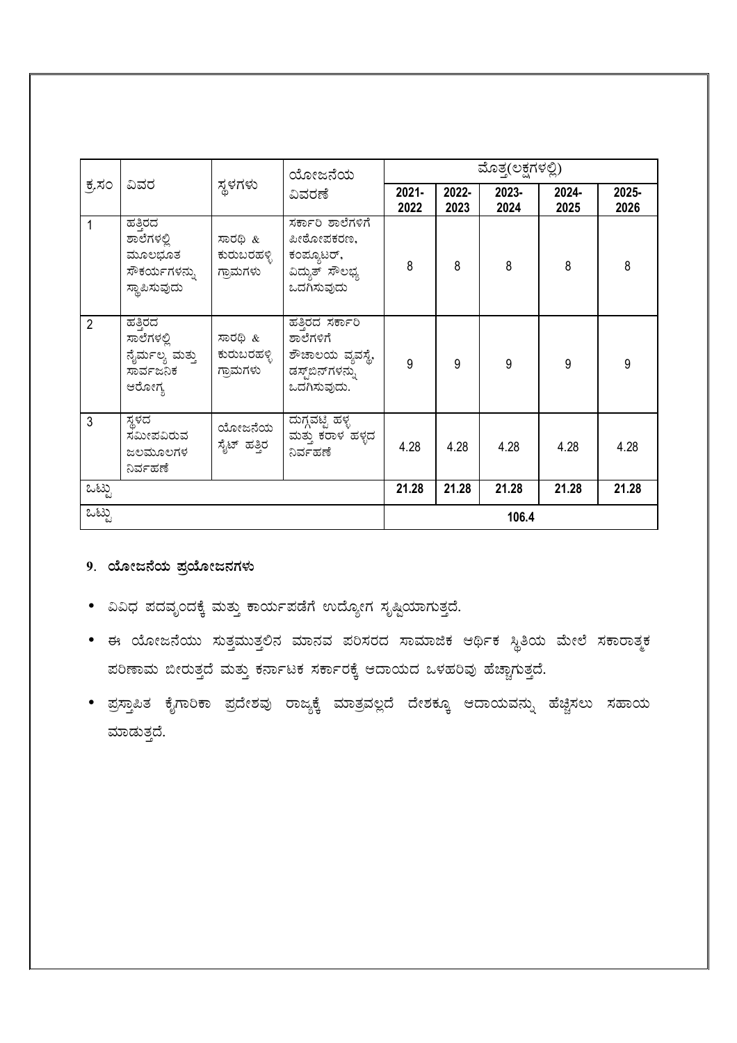| ಕ್ರ.ಸಂ | ವಿವರ | ಸ್ಥಳಗಳು | ಯೋಜನೆಯ ವಿವರಣೆ | ಮೊತ್ತ(ಲಕ್ಷಗಳಲ್ಲಿ) | | | | |
|---|---|---|---|---|---|---|---|---|
| | | | | 2021-2022 | 2022-2023 | 2023-2024 | 2024-2025 | 2025-2026 |
| 1 | ಹತ್ತಿರದ ಶಾಲೆಗಳಲ್ಲಿ ಮೂಲಭೂತ ಸೌಕರ್ಯಗಳನ್ನು ಸ್ಥಾಪಿಸುವುದು | ಸಾರಥಿ & ಕುರುಬರಹಳ್ಳಿ ಗ್ರಾಮಗಳು | ಸರ್ಕಾರಿ ಶಾಲೆಗಳಿಗೆ ಪೀಠೋಪಕರಣ, ಕಂಪ್ಯೂಟರ್, ವಿದ್ಯುತ್ ಸೌಲಭ್ಯ ಒದಗಿಸುವುದು | 8 | 8 | 8 | 8 | 8 |
| 2 | ಹತ್ತಿರದ ಸಾಲೆಗಳಲ್ಲಿ ನೈರ್ಮಲ್ಯ ಮತ್ತು ಸಾರ್ವಜನಿಕ ಆರೋಗ್ಯ | ಸಾರಥಿ & ಕುರುಬರಹಳ್ಳಿ ಗ್ರಾಮಗಳು | ಹತ್ತಿರದ ಸರ್ಕಾರಿ ಶಾಲೆಗಳಿಗೆ ಶೌಚಾಲಯ ವ್ಯವಸ್ಥೆ, ಡಸ್ಟ್‌ಬಿನ್‌ಗಳನ್ನು ಒದಗಿಸುವುದು. | 9 | 9 | 9 | 9 | 9 |
| 3 | ಸ್ಥಳದ ಸಮೀಪವಿರುವ ಜಲಮೂಲಗಳ ನಿರ್ವಹಣೆ | ಯೋಜನೆಯ ಸೈಟ್ ಹತ್ತಿರ | ದುಗ್ಗವಟ್ಟಿ ಹಳ್ಳ ಮತ್ತು ಕರಾಳ ಹಳ್ಳದ ನಿರ್ವಹಣೆ | 4.28 | 4.28 | 4.28 | 4.28 | 4.28 |
| ಒಟ್ಟು | | | | **21.28** | **21.28** | **21.28** | **21.28** | **21.28** |
| ಒಟ್ಟು | | | | **106.4** | | | | |

## 9. ಯೋಜನೆಯ ಪ್ರಯೋಜನಗಳು

- ವಿವಿಧ ಪದವೃಂದಕ್ಕೆ ಮತ್ತು ಕಾರ್ಯಪಡೆಗೆ ಉದ್ಯೋಗ ಸೃಷ್ಟಿಯಾಗುತ್ತದೆ.
- ಈ ಯೋಜನೆಯು ಸುತ್ತಮುತ್ತಲಿನ ಮಾನವ ಪರಿಸರದ ಸಾಮಾಜಿಕ ಆರ್ಥಿಕ ಸ್ಥಿತಿಯ ಮೇಲೆ ಸಕಾರಾತ್ಮಕ ಪರಿಣಾಮ ಬೀರುತ್ತದೆ ಮತ್ತು ಕರ್ನಾಟಕ ಸರ್ಕಾರಕ್ಕೆ ಆದಾಯದ ಒಳಹರಿವು ಹೆಚ್ಚಾಗುತ್ತದೆ.
- ಪ್ರಸ್ತಾಪಿತ ಕೈಗಾರಿಕಾ ಪ್ರದೇಶವು ರಾಜ್ಯಕ್ಕೆ ಮಾತ್ರವಲ್ಲದೆ ದೇಶಕ್ಕೂ ಆದಾಯವನ್ನು ಹೆಚ್ಚಿಸಲು ಸಹಾಯ ಮಾಡುತ್ತದೆ.